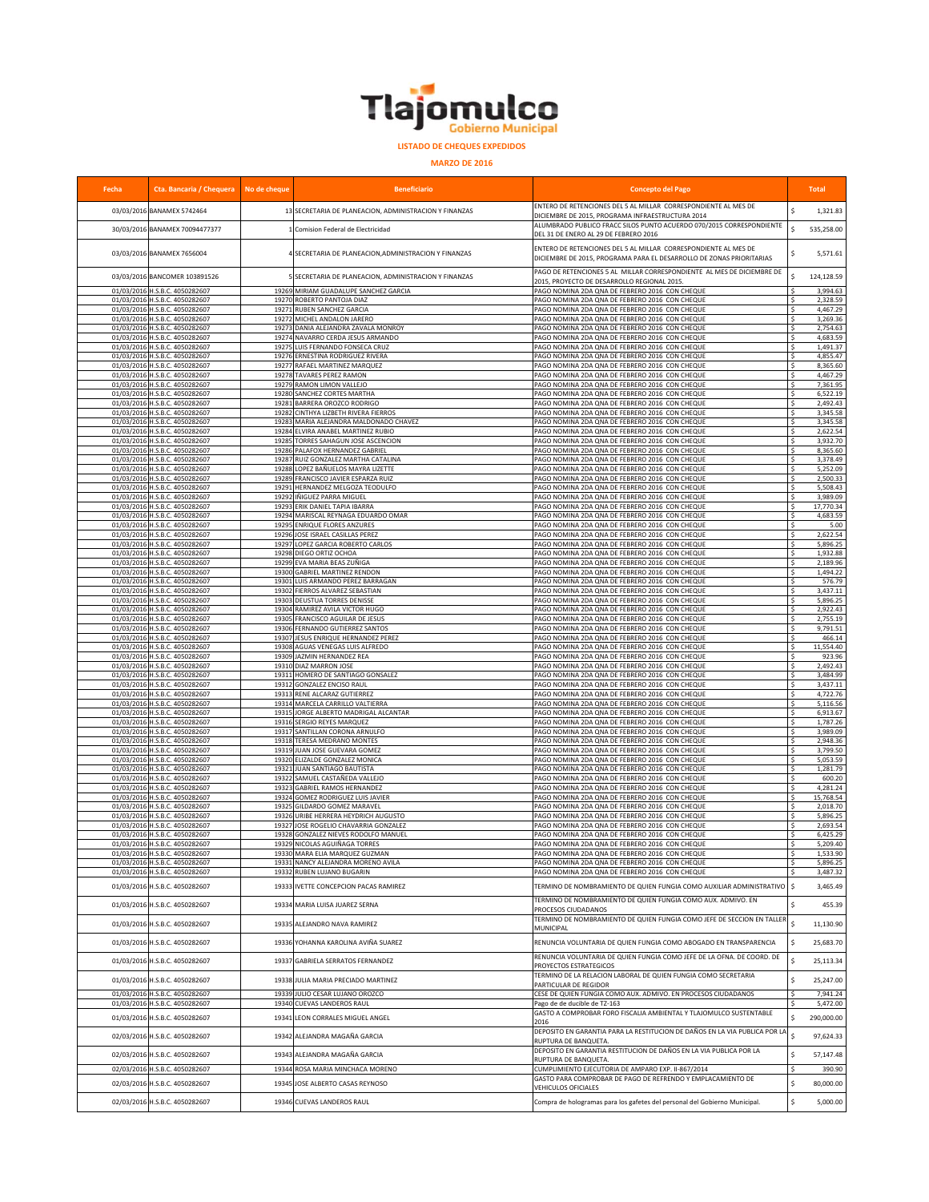# Tlajomulco Gobierno Municipal

**LISTADO DE CHEQUES EXPEDIDOS**

**MARZO DE 2016**

| Fecha | Cta. Bancaria / Chequera | No de cheque | Beneficiario | Concepto del Pago | Total |
|---|---|---|---|---|---|
| 03/03/2016 | BANAMEX 5742464 | 13 | SECRETARIA DE PLANEACION, ADMINISTRACION Y FINANZAS | ENTERO DE RETENCIONES DEL 5 AL MILLAR CORRESPONDIENTE AL MES DE DICIEMBRE DE 2015, PROGRAMA INFRAESTRUCTURA 2014 | $ 1,321.83 |
| 30/03/2016 | BANAMEX 70094477377 | 1 | Comision Federal de Electricidad | ALUMBRADO PUBLICO FRACC SILOS PUNTO ACUERDO 070/2015 CORRESPONDIENTE DEL 31 DE ENERO AL 29 DE FEBRERO 2016 | $ 535,258.00 |
| 03/03/2016 | BANAMEX 7656004 | 4 | SECRETARIA DE PLANEACION,ADMINISTRACION Y FINANZAS | ENTERO DE RETENCIONES DEL 5 AL MILLAR CORRESPONDIENTE AL MES DE DICIEMBRE DE 2015, PROGRAMA PARA EL DESARROLLO DE ZONAS PRIORITARIAS | $ 5,571.61 |
| 03/03/2016 | BANCOMER 103891526 | 5 | SECRETARIA DE PLANEACION, ADMINISTRACION Y FINANZAS | PAGO DE RETENCIONES 5 AL MILLAR CORRESPONDIENTE AL MES DE DICIEMBRE DE 2015, PROYECTO DE DESARROLLO REGIONAL 2015. | $ 124,128.59 |
| 01/03/2016 | H.S.B.C. 4050282607 | 19269 | MIRIAM GUADALUPE SANCHEZ GARCIA | PAGO NOMINA 2DA QNA DE FEBRERO 2016 CON CHEQUE | $ 3,994.63 |
| 01/03/2016 | H.S.B.C. 4050282607 | 19270 | ROBERTO PANTOJA DIAZ | PAGO NOMINA 2DA QNA DE FEBRERO 2016 CON CHEQUE | $ 2,328.59 |
| 01/03/2016 | H.S.B.C. 4050282607 | 19271 | RUBEN SANCHEZ GARCIA | PAGO NOMINA 2DA QNA DE FEBRERO 2016 CON CHEQUE | $ 4,467.29 |
| 01/03/2016 | H.S.B.C. 4050282607 | 19272 | MICHEL ANDALON JARERO | PAGO NOMINA 2DA QNA DE FEBRERO 2016 CON CHEQUE | $ 3,269.36 |
| 01/03/2016 | H.S.B.C. 4050282607 | 19273 | DANIA ALEJANDRA ZAVALA MONROY | PAGO NOMINA 2DA QNA DE FEBRERO 2016 CON CHEQUE | $ 2,754.63 |
| 01/03/2016 | H.S.B.C. 4050282607 | 19274 | NAVARRO CERDA JESUS ARMANDO | PAGO NOMINA 2DA QNA DE FEBRERO 2016 CON CHEQUE | $ 4,683.59 |
| 01/03/2016 | H.S.B.C. 4050282607 | 19275 | LUIS FERNANDO FONSECA CRUZ | PAGO NOMINA 2DA QNA DE FEBRERO 2016 CON CHEQUE | $ 1,491.37 |
| 01/03/2016 | H.S.B.C. 4050282607 | 19276 | ERNESTINA RODRIGUEZ RIVERA | PAGO NOMINA 2DA QNA DE FEBRERO 2016 CON CHEQUE | $ 4,855.47 |
| 01/03/2016 | H.S.B.C. 4050282607 | 19277 | RAFAEL MARTINEZ MARQUEZ | PAGO NOMINA 2DA QNA DE FEBRERO 2016 CON CHEQUE | $ 8,365.60 |
| 01/03/2016 | H.S.B.C. 4050282607 | 19278 | TAVARES PEREZ RAMON | PAGO NOMINA 2DA QNA DE FEBRERO 2016 CON CHEQUE | $ 4,467.29 |
| 01/03/2016 | H.S.B.C. 4050282607 | 19279 | RAMON LIMON VALLEJO | PAGO NOMINA 2DA QNA DE FEBRERO 2016 CON CHEQUE | $ 7,361.95 |
| 01/03/2016 | H.S.B.C. 4050282607 | 19280 | SANCHEZ CORTES MARTHA | PAGO NOMINA 2DA QNA DE FEBRERO 2016 CON CHEQUE | $ 6,522.19 |
| 01/03/2016 | H.S.B.C. 4050282607 | 19281 | BARRERA OROZCO RODRIGO | PAGO NOMINA 2DA QNA DE FEBRERO 2016 CON CHEQUE | $ 2,492.43 |
| 01/03/2016 | H.S.B.C. 4050282607 | 19282 | CINTHYA LIZBETH RIVERA FIERROS | PAGO NOMINA 2DA QNA DE FEBRERO 2016 CON CHEQUE | $ 3,345.58 |
| 01/03/2016 | H.S.B.C. 4050282607 | 19283 | MARIA ALEJANDRA MALDONADO CHAVEZ | PAGO NOMINA 2DA QNA DE FEBRERO 2016 CON CHEQUE | $ 3,345.58 |
| 01/03/2016 | H.S.B.C. 4050282607 | 19284 | ELVIRA ANABEL MARTINEZ RUBIO | PAGO NOMINA 2DA QNA DE FEBRERO 2016 CON CHEQUE | $ 2,622.54 |
| 01/03/2016 | H.S.B.C. 4050282607 | 19285 | TORRES SAHAGUN JOSE ASCENCION | PAGO NOMINA 2DA QNA DE FEBRERO 2016 CON CHEQUE | $ 3,932.70 |
| 01/03/2016 | H.S.B.C. 4050282607 | 19286 | PALAFOX HERNANDEZ GABRIEL | PAGO NOMINA 2DA QNA DE FEBRERO 2016 CON CHEQUE | $ 8,365.60 |
| 01/03/2016 | H.S.B.C. 4050282607 | 19287 | RUIZ GONZALEZ MARTHA CATALINA | PAGO NOMINA 2DA QNA DE FEBRERO 2016 CON CHEQUE | $ 3,378.49 |
| 01/03/2016 | H.S.B.C. 4050282607 | 19288 | LOPEZ BAÑUELOS MAYRA LIZETTE | PAGO NOMINA 2DA QNA DE FEBRERO 2016 CON CHEQUE | $ 5,252.09 |
| 01/03/2016 | H.S.B.C. 4050282607 | 19289 | FRANCISCO JAVIER ESPARZA RUIZ | PAGO NOMINA 2DA QNA DE FEBRERO 2016 CON CHEQUE | $ 2,500.33 |
| 01/03/2016 | H.S.B.C. 4050282607 | 19291 | HERNANDEZ MELGOZA TEODULFO | PAGO NOMINA 2DA QNA DE FEBRERO 2016 CON CHEQUE | $ 5,508.43 |
| 01/03/2016 | H.S.B.C. 4050282607 | 19292 | IÑIGUEZ PARRA MIGUEL | PAGO NOMINA 2DA QNA DE FEBRERO 2016 CON CHEQUE | $ 3,989.09 |
| 01/03/2016 | H.S.B.C. 4050282607 | 19293 | ERIK DANIEL TAPIA IBARRA | PAGO NOMINA 2DA QNA DE FEBRERO 2016 CON CHEQUE | $ 17,770.34 |
| 01/03/2016 | H.S.B.C. 4050282607 | 19294 | MARISCAL REYNAGA EDUARDO OMAR | PAGO NOMINA 2DA QNA DE FEBRERO 2016 CON CHEQUE | $ 4,683.59 |
| 01/03/2016 | H.S.B.C. 4050282607 | 19295 | ENRIQUE FLORES ANZURES | PAGO NOMINA 2DA QNA DE FEBRERO 2016 CON CHEQUE | $ 5.00 |
| 01/03/2016 | H.S.B.C. 4050282607 | 19296 | JOSE ISRAEL CASILLAS PEREZ | PAGO NOMINA 2DA QNA DE FEBRERO 2016 CON CHEQUE | $ 2,622.54 |
| 01/03/2016 | H.S.B.C. 4050282607 | 19297 | LOPEZ GARCIA ROBERTO CARLOS | PAGO NOMINA 2DA QNA DE FEBRERO 2016 CON CHEQUE | $ 5,896.25 |
| 01/03/2016 | H.S.B.C. 4050282607 | 19298 | DIEGO ORTIZ OCHOA | PAGO NOMINA 2DA QNA DE FEBRERO 2016 CON CHEQUE | $ 1,932.88 |
| 01/03/2016 | H.S.B.C. 4050282607 | 19299 | EVA MARIA BEAS ZUÑIGA | PAGO NOMINA 2DA QNA DE FEBRERO 2016 CON CHEQUE | $ 2,189.96 |
| 01/03/2016 | H.S.B.C. 4050282607 | 19300 | GABRIEL MARTINEZ RENDON | PAGO NOMINA 2DA QNA DE FEBRERO 2016 CON CHEQUE | $ 1,494.22 |
| 01/03/2016 | H.S.B.C. 4050282607 | 19301 | LUIS ARMANDO PEREZ BARRAGAN | PAGO NOMINA 2DA QNA DE FEBRERO 2016 CON CHEQUE | $ 576.79 |
| 01/03/2016 | H.S.B.C. 4050282607 | 19302 | FIERROS ALVAREZ SEBASTIAN | PAGO NOMINA 2DA QNA DE FEBRERO 2016 CON CHEQUE | $ 3,437.11 |
| 01/03/2016 | H.S.B.C. 4050282607 | 19303 | DEUSTUA TORRES DENISSE | PAGO NOMINA 2DA QNA DE FEBRERO 2016 CON CHEQUE | $ 5,896.25 |
| 01/03/2016 | H.S.B.C. 4050282607 | 19304 | RAMIREZ AVILA VICTOR HUGO | PAGO NOMINA 2DA QNA DE FEBRERO 2016 CON CHEQUE | $ 2,922.43 |
| 01/03/2016 | H.S.B.C. 4050282607 | 19305 | FRANCISCO AGUILAR DE JESUS | PAGO NOMINA 2DA QNA DE FEBRERO 2016 CON CHEQUE | $ 2,755.19 |
| 01/03/2016 | H.S.B.C. 4050282607 | 19306 | FERNANDO GUTIERREZ SANTOS | PAGO NOMINA 2DA QNA DE FEBRERO 2016 CON CHEQUE | $ 9,791.51 |
| 01/03/2016 | H.S.B.C. 4050282607 | 19307 | JESUS ENRIQUE HERNANDEZ PEREZ | PAGO NOMINA 2DA QNA DE FEBRERO 2016 CON CHEQUE | $ 466.14 |
| 01/03/2016 | H.S.B.C. 4050282607 | 19308 | AGUAS VENEGAS LUIS ALFREDO | PAGO NOMINA 2DA QNA DE FEBRERO 2016 CON CHEQUE | $ 11,554.40 |
| 01/03/2016 | H.S.B.C. 4050282607 | 19309 | JAZMIN HERNANDEZ REA | PAGO NOMINA 2DA QNA DE FEBRERO 2016 CON CHEQUE | $ 923.96 |
| 01/03/2016 | H.S.B.C. 4050282607 | 19310 | DIAZ MARRON JOSE | PAGO NOMINA 2DA QNA DE FEBRERO 2016 CON CHEQUE | $ 2,492.43 |
| 01/03/2016 | H.S.B.C. 4050282607 | 19311 | HOMERO DE SANTIAGO GONSALEZ | PAGO NOMINA 2DA QNA DE FEBRERO 2016 CON CHEQUE | $ 3,484.99 |
| 01/03/2016 | H.S.B.C. 4050282607 | 19312 | GONZALEZ ENCISO RAUL | PAGO NOMINA 2DA QNA DE FEBRERO 2016 CON CHEQUE | $ 3,437.11 |
| 01/03/2016 | H.S.B.C. 4050282607 | 19313 | RENE ALCARAZ GUTIERREZ | PAGO NOMINA 2DA QNA DE FEBRERO 2016 CON CHEQUE | $ 4,722.76 |
| 01/03/2016 | H.S.B.C. 4050282607 | 19314 | MARCELA CARRILLO VALTIERRA | PAGO NOMINA 2DA QNA DE FEBRERO 2016 CON CHEQUE | $ 5,116.56 |
| 01/03/2016 | H.S.B.C. 4050282607 | 19315 | JORGE ALBERTO MADRIGAL ALCANTAR | PAGO NOMINA 2DA QNA DE FEBRERO 2016 CON CHEQUE | $ 6,913.67 |
| 01/03/2016 | H.S.B.C. 4050282607 | 19316 | SERGIO REYES MARQUEZ | PAGO NOMINA 2DA QNA DE FEBRERO 2016 CON CHEQUE | $ 1,787.26 |
| 01/03/2016 | H.S.B.C. 4050282607 | 19317 | SANTILLAN CORONA ARNULFO | PAGO NOMINA 2DA QNA DE FEBRERO 2016 CON CHEQUE | $ 3,989.09 |
| 01/03/2016 | H.S.B.C. 4050282607 | 19318 | TERESA MEDRANO MONTES | PAGO NOMINA 2DA QNA DE FEBRERO 2016 CON CHEQUE | $ 2,948.36 |
| 01/03/2016 | H.S.B.C. 4050282607 | 19319 | JUAN JOSE GUEVARA GOMEZ | PAGO NOMINA 2DA QNA DE FEBRERO 2016 CON CHEQUE | $ 3,799.50 |
| 01/03/2016 | H.S.B.C. 4050282607 | 19320 | ELIZALDE GONZALEZ MONICA | PAGO NOMINA 2DA QNA DE FEBRERO 2016 CON CHEQUE | $ 5,053.59 |
| 01/03/2016 | H.S.B.C. 4050282607 | 19321 | JUAN SANTIAGO BAUTISTA | PAGO NOMINA 2DA QNA DE FEBRERO 2016 CON CHEQUE | $ 1,281.79 |
| 01/03/2016 | H.S.B.C. 4050282607 | 19322 | SAMUEL CASTAÑEDA VALLEJO | PAGO NOMINA 2DA QNA DE FEBRERO 2016 CON CHEQUE | $ 600.20 |
| 01/03/2016 | H.S.B.C. 4050282607 | 19323 | GABRIEL RAMOS HERNANDEZ | PAGO NOMINA 2DA QNA DE FEBRERO 2016 CON CHEQUE | $ 4,281.24 |
| 01/03/2016 | H.S.B.C. 4050282607 | 19324 | GOMEZ RODRIGUEZ LUIS JAVIER | PAGO NOMINA 2DA QNA DE FEBRERO 2016 CON CHEQUE | $ 15,768.54 |
| 01/03/2016 | H.S.B.C. 4050282607 | 19325 | GILDARDO GOMEZ MARAVEL | PAGO NOMINA 2DA QNA DE FEBRERO 2016 CON CHEQUE | $ 2,018.70 |
| 01/03/2016 | H.S.B.C. 4050282607 | 19326 | URIBE HERRERA HEYDRICH AUGUSTO | PAGO NOMINA 2DA QNA DE FEBRERO 2016 CON CHEQUE | $ 5,896.25 |
| 01/03/2016 | H.S.B.C. 4050282607 | 19327 | JOSE ROGELIO CHAVARRIA GONZALEZ | PAGO NOMINA 2DA QNA DE FEBRERO 2016 CON CHEQUE | $ 2,693.54 |
| 01/03/2016 | H.S.B.C. 4050282607 | 19328 | GONZALEZ NIEVES RODOLFO MANUEL | PAGO NOMINA 2DA QNA DE FEBRERO 2016 CON CHEQUE | $ 6,425.29 |
| 01/03/2016 | H.S.B.C. 4050282607 | 19329 | NICOLAS AGUIÑAGA TORRES | PAGO NOMINA 2DA QNA DE FEBRERO 2016 CON CHEQUE | $ 5,209.40 |
| 01/03/2016 | H.S.B.C. 4050282607 | 19330 | MARA ELIA MARQUEZ GUZMAN | PAGO NOMINA 2DA QNA DE FEBRERO 2016 CON CHEQUE | $ 1,533.90 |
| 01/03/2016 | H.S.B.C. 4050282607 | 19331 | NANCY ALEJANDRA MORENO AVILA | PAGO NOMINA 2DA QNA DE FEBRERO 2016 CON CHEQUE | $ 5,896.25 |
| 01/03/2016 | H.S.B.C. 4050282607 | 19332 | RUBEN LUJANO BUGARIN | PAGO NOMINA 2DA QNA DE FEBRERO 2016 CON CHEQUE | $ 3,487.32 |
| 01/03/2016 | H.S.B.C. 4050282607 | 19333 | IVETTE CONCEPCION PACAS RAMIREZ | TERMINO DE NOMBRAMIENTO DE QUIEN FUNGIA COMO AUXILIAR ADMINISTRATIVO | $ 3,465.49 |
| 01/03/2016 | H.S.B.C. 4050282607 | 19334 | MARIA LUISA JUAREZ SERNA | TERMINO DE NOMBRAMIENTO DE QUIEN FUNGIA COMO AUX. ADMIVO. EN PROCESOS CIUDADANOS | $ 455.39 |
| 01/03/2016 | H.S.B.C. 4050282607 | 19335 | ALEJANDRO NAVA RAMIREZ | TERMINO DE NOMBRAMIENTO DE QUIEN FUNGIA COMO JEFE DE SECCION EN TALLER MUNICIPAL | $ 11,130.90 |
| 01/03/2016 | H.S.B.C. 4050282607 | 19336 | YOHANNA KAROLINA AVIÑA SUAREZ | RENUNCIA VOLUNTARIA DE QUIEN FUNGIA COMO ABOGADO EN TRANSPARENCIA | $ 25,683.70 |
| 01/03/2016 | H.S.B.C. 4050282607 | 19337 | GABRIELA SERRATOS FERNANDEZ | RENUNCIA VOLUNTARIA DE QUIEN FUNGIA COMO JEFE DE LA OFNA. DE COORD. DE PROYECTOS ESTRATEGICOS | $ 25,113.34 |
| 01/03/2016 | H.S.B.C. 4050282607 | 19338 | JULIA MARIA PRECIADO MARTINEZ | TERMINO DE LA RELACION LABORAL DE QUIEN FUNGIA COMO SECRETARIA PARTICULAR DE REGIDOR | $ 25,247.00 |
| 01/03/2016 | H.S.B.C. 4050282607 | 19339 | JULIO CESAR LUJANO OROZCO | CESE DE QUIEN FUNGIA COMO AUX. ADMIVO. EN PROCESOS CIUDADANOS | $ 7,941.24 |
| 01/03/2016 | H.S.B.C. 4050282607 | 19340 | CUEVAS LANDEROS RAUL | Pago de de ducible de TZ-163 | $ 5,472.00 |
| 01/03/2016 | H.S.B.C. 4050282607 | 19341 | LEON CORRALES MIGUEL ANGEL | GASTO A COMPROBAR FORO FISCALIA AMBIENTAL Y TLAJOMULCO SUSTENTABLE 2016 | $ 290,000.00 |
| 02/03/2016 | H.S.B.C. 4050282607 | 19342 | ALEJANDRA MAGAÑA GARCIA | DEPOSITO EN GARANTIA PARA LA RESTITUCION DE DAÑOS EN LA VIA PUBLICA POR LA RUPTURA DE BANQUETA. | $ 97,624.33 |
| 02/03/2016 | H.S.B.C. 4050282607 | 19343 | ALEJANDRA MAGAÑA GARCIA | DEPOSITO EN GARANTIA RESTITUCION DE DAÑOS EN LA VIA PUBLICA POR LA RUPTURA DE BANQUETA. | $ 57,147.48 |
| 02/03/2016 | H.S.B.C. 4050282607 | 19344 | ROSA MARIA MINCHACA MORENO | CUMPLIMIENTO EJECUTORIA DE AMPARO EXP. II-867/2014 | $ 390.90 |
| 02/03/2016 | H.S.B.C. 4050282607 | 19345 | JOSE ALBERTO CASAS REYNOSO | GASTO PARA COMPROBAR DE PAGO DE REFRENDO Y EMPLACAMIENTO DE VEHICULOS OFICIALES | $ 80,000.00 |
| 02/03/2016 | H.S.B.C. 4050282607 | 19346 | CUEVAS LANDEROS RAUL | Compra de hologramas para los gafetes del personal del Gobierno Municipal. | $ 5,000.00 |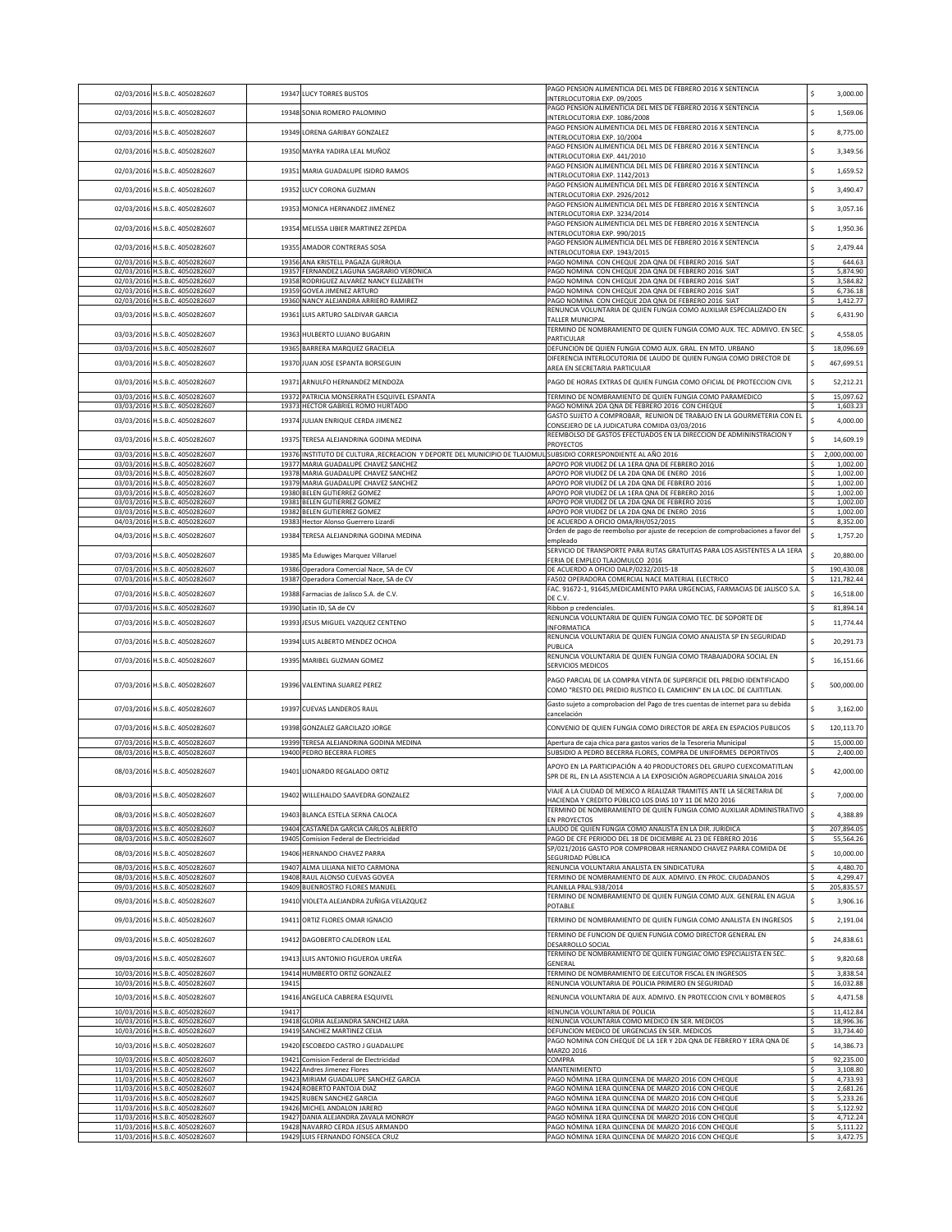| | | | | | |
|---|---|---|---|---|---|
| 02/03/2016 | H.S.B.C. 4050282607 | 19347 | LUCY TORRES BUSTOS | PAGO PENSION ALIMENTICIA DEL MES DE FEBRERO 2016 X SENTENCIA INTERLOCUTORIA EXP. 09/2005 | $ 3,000.00 |
| 02/03/2016 | H.S.B.C. 4050282607 | 19348 | SONIA ROMERO PALOMINO | PAGO PENSION ALIMENTICIA DEL MES DE FEBRERO 2016 X SENTENCIA INTERLOCUTORIA EXP. 1086/2008 | $ 1,569.06 |
| 02/03/2016 | H.S.B.C. 4050282607 | 19349 | LORENA GARIBAY GONZALEZ | PAGO PENSION ALIMENTICIA DEL MES DE FEBRERO 2016 X SENTENCIA INTERLOCUTORIA EXP. 10/2004 | $ 8,775.00 |
| 02/03/2016 | H.S.B.C. 4050282607 | 19350 | MAYRA YADIRA LEAL MUÑOZ | PAGO PENSION ALIMENTICIA DEL MES DE FEBRERO 2016 X SENTENCIA INTERLOCUTORIA EXP. 441/2010 | $ 3,349.56 |
| 02/03/2016 | H.S.B.C. 4050282607 | 19351 | MARIA GUADALUPE ISIDRO RAMOS | PAGO PENSION ALIMENTICIA DEL MES DE FEBRERO 2016 X SENTENCIA INTERLOCUTORIA EXP. 1142/2013 | $ 1,659.52 |
| 02/03/2016 | H.S.B.C. 4050282607 | 19352 | LUCY CORONA GUZMAN | PAGO PENSION ALIMENTICIA DEL MES DE FEBRERO 2016 X SENTENCIA INTERLOCUTORIA EXP. 2926/2012 | $ 3,490.47 |
| 02/03/2016 | H.S.B.C. 4050282607 | 19353 | MONICA HERNANDEZ JIMENEZ | PAGO PENSION ALIMENTICIA DEL MES DE FEBRERO 2016 X SENTENCIA INTERLOCUTORIA EXP. 3234/2014 | $ 3,057.16 |
| 02/03/2016 | H.S.B.C. 4050282607 | 19354 | MELISSA LIBIER MARTINEZ ZEPEDA | PAGO PENSION ALIMENTICIA DEL MES DE FEBRERO 2016 X SENTENCIA INTERLOCUTORIA EXP. 990/2015 | $ 1,950.36 |
| 02/03/2016 | H.S.B.C. 4050282607 | 19355 | AMADOR CONTRERAS SOSA | PAGO PENSION ALIMENTICIA DEL MES DE FEBRERO 2016 X SENTENCIA INTERLOCUTORIA EXP. 1943/2015 | $ 2,479.44 |
| 02/03/2016 | H.S.B.C. 4050282607 | 19356 | ANA KRISTELL PAGAZA GURROLA | PAGO NOMINA CON CHEQUE 2DA QNA DE FEBRERO 2016 SIAT | $ 644.63 |
| 02/03/2016 | H.S.B.C. 4050282607 | 19357 | FERNANDEZ LAGUNA SAGRARIO VERONICA | PAGO NOMINA CON CHEQUE 2DA QNA DE FEBRERO 2016 SIAT | $ 5,874.90 |
| 02/03/2016 | H.S.B.C. 4050282607 | 19358 | RODRIGUEZ ALVAREZ NANCY ELIZABETH | PAGO NOMINA CON CHEQUE 2DA QNA DE FEBRERO 2016 SIAT | $ 3,584.82 |
| 02/03/2016 | H.S.B.C. 4050282607 | 19359 | GOVEA JIMENEZ ARTURO | PAGO NOMINA CON CHEQUE 2DA QNA DE FEBRERO 2016 SIAT | $ 6,736.18 |
| 02/03/2016 | H.S.B.C. 4050282607 | 19360 | NANCY ALEJANDRA ARRIERO RAMIREZ | PAGO NOMINA CON CHEQUE 2DA QNA DE FEBRERO 2016 SIAT | $ 1,412.77 |
| 03/03/2016 | H.S.B.C. 4050282607 | 19361 | LUIS ARTURO SALDIVAR GARCIA | RENUNCIA VOLUNTARIA DE QUIEN FUNGIA COMO AUXILIAR ESPECIALIZADO EN TALLER MUNICIPAL | $ 6,431.90 |
| 03/03/2016 | H.S.B.C. 4050282607 | 19363 | HULBERTO LUJANO BUGARIN | TERMINO DE NOMBRAMIENTO DE QUIEN FUNGIA COMO AUX. TEC. ADMIVO. EN SEC. PARTICULAR | $ 4,558.05 |
| 03/03/2016 | H.S.B.C. 4050282607 | 19365 | BARRERA MARQUEZ GRACIELA | DEFUNCION DE QUIEN FUNGIA COMO AUX. GRAL. EN MTO. URBANO | $ 18,096.69 |
| 03/03/2016 | H.S.B.C. 4050282607 | 19370 | JUAN JOSE ESPANTA BORSEGUIN | DIFERENCIA INTERLOCUTORIA DE LAUDO DE QUIEN FUNGIA COMO DIRECTOR DE AREA EN SECRETARIA PARTICULAR | $ 467,699.51 |
| 03/03/2016 | H.S.B.C. 4050282607 | 19371 | ARNULFO HERNANDEZ MENDOZA | PAGO DE HORAS EXTRAS DE QUIEN FUNGIA COMO OFICIAL DE PROTECCION CIVIL | $ 52,212.21 |
| 03/03/2016 | H.S.B.C. 4050282607 | 19372 | PATRICIA MONSERRATH ESQUIVEL ESPANTA | TERMINO DE NOMBRAMIENTO DE QUIEN FUNGIA COMO PARAMEDICO | $ 15,097.62 |
| 03/03/2016 | H.S.B.C. 4050282607 | 19373 | HECTOR GABRIEL ROMO HURTADO | PAGO NOMINA 2DA QNA DE FEBRERO 2016 CON CHEQUE | $ 1,603.23 |
| 03/03/2016 | H.S.B.C. 4050282607 | 19374 | JULIAN ENRIQUE CERDA JIMENEZ | GASTO SUJETO A COMPROBAR, REUNION DE TRABAJO EN LA GOURMETERIA CON EL CONSEJERO DE LA JUDICATURA COMIDA 03/03/2016 | $ 4,000.00 |
| 03/03/2016 | H.S.B.C. 4050282607 | 19375 | TERESA ALEJANDRINA GODINA MEDINA | REEMBOLSO DE GASTOS EFECTUADOS EN LA DIRECCION DE ADMININSTRACION Y PROYECTOS | $ 14,609.19 |
| 03/03/2016 | H.S.B.C. 4050282607 | 19376 | INSTITUTO DE CULTURA ,RECREACION Y DEPORTE DEL MUNICIPIO DE TLAJOMULCO | SUBSIDIO CORRESPONDIENTE AL AÑO 2016 | $ 2,000,000.00 |
| 03/03/2016 | H.S.B.C. 4050282607 | 19377 | MARIA GUADALUPE CHAVEZ SANCHEZ | APOYO POR VIUDEZ DE LA 1ERA QNA DE FEBRERO 2016 | $ 1,002.00 |
| 03/03/2016 | H.S.B.C. 4050282607 | 19378 | MARIA GUADALUPE CHAVEZ SANCHEZ | APOYO POR VIUDEZ DE LA 2DA QNA DE ENERO 2016 | $ 1,002.00 |
| 03/03/2016 | H.S.B.C. 4050282607 | 19379 | MARIA GUADALUPE CHAVEZ SANCHEZ | APOYO POR VIUDEZ DE LA 2DA QNA DE FEBRERO 2016 | $ 1,002.00 |
| 03/03/2016 | H.S.B.C. 4050282607 | 19380 | BELEN GUTIERREZ GOMEZ | APOYO POR VIUDEZ DE LA 1ERA QNA DE FEBRERO 2016 | $ 1,002.00 |
| 03/03/2016 | H.S.B.C. 4050282607 | 19381 | BELEN GUTIERREZ GOMEZ | APOYO POR VIUDEZ DE LA 2DA QNA DE FEBRERO 2016 | $ 1,002.00 |
| 03/03/2016 | H.S.B.C. 4050282607 | 19382 | BELEN GUTIERREZ GOMEZ | APOYO POR VIUDEZ DE LA 2DA QNA DE ENERO 2016 | $ 1,002.00 |
| 04/03/2016 | H.S.B.C. 4050282607 | 19383 | Hector Alonso Guerrero Lizardi | DE ACUERDO A OFICIO OMA/RH/052/2015 | $ 8,352.00 |
| 04/03/2016 | H.S.B.C. 4050282607 | 19384 | TERESA ALEJANDRINA GODINA MEDINA | Orden de pago de reembolso por ajuste de recepcion de comprobaciones a favor del empleado | $ 1,757.20 |
| 07/03/2016 | H.S.B.C. 4050282607 | 19385 | Ma Eduwiges Marquez Villaruel | SERVICIO DE TRANSPORTE PARA RUTAS GRATUITAS PARA LOS ASISTENTES A LA 1ERA FERIA DE EMPLEO TLAJOMULCO 2016 | $ 20,880.00 |
| 07/03/2016 | H.S.B.C. 4050282607 | 19386 | Operadora Comercial Nace, SA de CV | DE ACUERDO A OFICIO DALP/0232/2015-18 | $ 190,430.08 |
| 07/03/2016 | H.S.B.C. 4050282607 | 19387 | Operadora Comercial Nace, SA de CV | FA502 OPERADORA COMERCIAL NACE MATERIAL ELECTRICO | $ 121,782.44 |
| 07/03/2016 | H.S.B.C. 4050282607 | 19388 | Farmacias de Jalisco S.A. de C.V. | FAC. 91672-1, 91645,MEDICAMENTO PARA URGENCIAS, FARMACIAS DE JALISCO S.A. DE C.V. | $ 16,518.00 |
| 07/03/2016 | H.S.B.C. 4050282607 | 19390 | Latin ID, SA de CV | Ribbon p credenciales. | $ 81,894.14 |
| 07/03/2016 | H.S.B.C. 4050282607 | 19393 | JESUS MIGUEL VAZQUEZ CENTENO | RENUNCIA VOLUNTARIA DE QUIEN FUNGIA COMO TEC. DE SOPORTE DE INFORMATICA | $ 11,774.44 |
| 07/03/2016 | H.S.B.C. 4050282607 | 19394 | LUIS ALBERTO MENDEZ OCHOA | RENUNCIA VOLUNTARIA DE QUIEN FUNGIA COMO ANALISTA SP EN SEGURIDAD PUBLICA | $ 20,291.73 |
| 07/03/2016 | H.S.B.C. 4050282607 | 19395 | MARIBEL GUZMAN GOMEZ | RENUNCIA VOLUNTARIA DE QUIEN FUNGIA COMO TRABAJADORA SOCIAL EN SERVICIOS MEDICOS | $ 16,151.66 |
| 07/03/2016 | H.S.B.C. 4050282607 | 19396 | VALENTINA SUAREZ PEREZ | PAGO PARCIAL DE LA COMPRA VENTA DE SUPERFICIE DEL PREDIO IDENTIFICADO COMO "RESTO DEL PREDIO RUSTICO EL CAMICHIN" EN LA LOC. DE CAJITITLAN. | $ 500,000.00 |
| 07/03/2016 | H.S.B.C. 4050282607 | 19397 | CUEVAS LANDEROS RAUL | Gasto sujeto a comprobacion del Pago de tres cuentas de internet para su debida cancelación | $ 3,162.00 |
| 07/03/2016 | H.S.B.C. 4050282607 | 19398 | GONZALEZ GARCILAZO JORGE | CONVENIO DE QUIEN FUNGIA COMO DIRECTOR DE AREA EN ESPACIOS PUBLICOS | $ 120,113.70 |
| 07/03/2016 | H.S.B.C. 4050282607 | 19399 | TERESA ALEJANDRINA GODINA MEDINA | Apertura de caja chica para gastos varios de la Tesoreria Municipal | $ 15,000.00 |
| 08/03/2016 | H.S.B.C. 4050282607 | 19400 | PEDRO BECERRA FLORES | SUBSIDIO A PEDRO BECERRA FLORES, COMPRA DE UNIFORMES DEPORTIVOS | $ 2,400.00 |
| 08/03/2016 | H.S.B.C. 4050282607 | 19401 | LIONARDO REGALADO ORTIZ | APOYO EN LA PARTICIPACIÓN A 40 PRODUCTORES DEL GRUPO CUEXCOMATITLAN SPR DE RL, EN LA ASISTENCIA A LA EXPOSICIÓN AGROPECUARIA SINALOA 2016 | $ 42,000.00 |
| 08/03/2016 | H.S.B.C. 4050282607 | 19402 | WILLEHALDO SAAVEDRA GONZALEZ | VIAJE A LA CIUDAD DE MEXICO A REALIZAR TRAMITES ANTE LA SECRETARIA DE HACIENDA Y CREDITO PÚBLICO LOS DIAS 10 Y 11 DE MZO 2016 | $ 7,000.00 |
| 08/03/2016 | H.S.B.C. 4050282607 | 19403 | BLANCA ESTELA SERNA CALOCA | TERMINO DE NOMBRAMIENTO DE QUIEN FUNGIA COMO AUXILIAR ADMINISTRATIVO EN PROYECTOS | $ 4,388.89 |
| 08/03/2016 | H.S.B.C. 4050282607 | 19404 | CASTAÑEDA GARCIA CARLOS ALBERTO | LAUDO DE QUIEN FUNGIA COMO ANALISTA EN LA DIR. JURIDICA | $ 207,894.05 |
| 08/03/2016 | H.S.B.C. 4050282607 | 19405 | Comision Federal de Electricidad | PAGO DE CFE PERIODO DEL 18 DE DICIEMBRE AL 23 DE FEBRERO 2016 | $ 55,564.26 |
| 08/03/2016 | H.S.B.C. 4050282607 | 19406 | HERNANDO CHAVEZ PARRA | SP/021/2016 GASTO POR COMPROBAR HERNANDO CHAVEZ PARRA COMIDA DE SEGURIDAD PÚBLICA | $ 10,000.00 |
| 08/03/2016 | H.S.B.C. 4050282607 | 19407 | ALMA LILIANA NIETO CARMONA | RENUNCIA VOLUNTARIA ANALISTA EN SINDICATURA | $ 4,480.70 |
| 08/03/2016 | H.S.B.C. 4050282607 | 19408 | RAUL ALONSO CUEVAS GOVEA | TERMINO DE NOMBRAMIENTO DE AUX. ADMIVO. EN PROC. CIUDADANOS | $ 4,299.47 |
| 09/03/2016 | H.S.B.C. 4050282607 | 19409 | BUENROSTRO FLORES MANUEL | PLANILLA PRAL.938/2014 | $ 205,835.57 |
| 09/03/2016 | H.S.B.C. 4050282607 | 19410 | VIOLETA ALEJANDRA ZUÑIGA VELAZQUEZ | TERMINO DE NOMBRAMIENTO DE QUIEN FUNGIA COMO AUX. GENERAL EN AGUA POTABLE | $ 3,906.16 |
| 09/03/2016 | H.S.B.C. 4050282607 | 19411 | ORTIZ FLORES OMAR IGNACIO | TERMINO DE NOMBRAMIENTO DE QUIEN FUNGIA COMO ANALISTA EN INGRESOS | $ 2,191.04 |
| 09/03/2016 | H.S.B.C. 4050282607 | 19412 | DAGOBERTO CALDERON LEAL | TERMINO DE FUNCION DE QUIEN FUNGIA COMO DIRECTOR GENERAL EN DESARROLLO SOCIAL | $ 24,838.61 |
| 09/03/2016 | H.S.B.C. 4050282607 | 19413 | LUIS ANTONIO FIGUEROA UREÑA | TERMINO DE NOMBRAMIENTO DE QUIEN FUNGIAC OMO ESPECIALISTA EN SEC. GENERAL | $ 9,820.68 |
| 10/03/2016 | H.S.B.C. 4050282607 | 19414 | HUMBERTO ORTIZ GONZALEZ | TERMINO DE NOMBRAMIENTO DE EJECUTOR FISCAL EN INGRESOS | $ 3,838.54 |
| 10/03/2016 | H.S.B.C. 4050282607 | 19415 | | RENUNCIA VOLUNTARIA DE POLICIA PRIMERO EN SEGURIDAD | $ 16,032.88 |
| 10/03/2016 | H.S.B.C. 4050282607 | 19416 | ANGELICA CABRERA ESQUIVEL | RENUNCIA VOLUNTARIA DE AUX. ADMIVO. EN PROTECCION CIVIL Y BOMBEROS | $ 4,471.58 |
| 10/03/2016 | H.S.B.C. 4050282607 | 19417 | | RENUNCIA VOLUNTARIA DE POLICIA | $ 11,412.84 |
| 10/03/2016 | H.S.B.C. 4050282607 | 19418 | GLORIA ALEJANDRA SANCHEZ LARA | RENUNCIA VOLUNTARIA COMO MEDICO EN SER. MEDICOS | $ 18,996.36 |
| 10/03/2016 | H.S.B.C. 4050282607 | 19419 | SANCHEZ MARTINEZ CELIA | DEFUNCION MEDICO DE URGENCIAS EN SER. MEDICOS | $ 33,734.40 |
| 10/03/2016 | H.S.B.C. 4050282607 | 19420 | ESCOBEDO CASTRO J GUADALUPE | PAGO NOMINA CON CHEQUE DE LA 1ER Y 2DA QNA DE FEBRERO Y 1ERA QNA DE MARZO 2016 | $ 14,386.73 |
| 10/03/2016 | H.S.B.C. 4050282607 | 19421 | Comision Federal de Electricidad | COMPRA | $ 92,235.00 |
| 11/03/2016 | H.S.B.C. 4050282607 | 19422 | Andres Jimenez Flores | MANTENIMIENTO | $ 3,108.80 |
| 11/03/2016 | H.S.B.C. 4050282607 | 19423 | MIRIAM GUADALUPE SANCHEZ GARCIA | PAGO NÓMINA 1ERA QUINCENA DE MARZO 2016 CON CHEQUE | $ 4,733.93 |
| 11/03/2016 | H.S.B.C. 4050282607 | 19424 | ROBERTO PANTOJA DIAZ | PAGO NÓMINA 1ERA QUINCENA DE MARZO 2016 CON CHEQUE | $ 2,681.26 |
| 11/03/2016 | H.S.B.C. 4050282607 | 19425 | RUBEN SANCHEZ GARCIA | PAGO NÓMINA 1ERA QUINCENA DE MARZO 2016 CON CHEQUE | $ 5,233.26 |
| 11/03/2016 | H.S.B.C. 4050282607 | 19426 | MICHEL ANDALON JARERO | PAGO NÓMINA 1ERA QUINCENA DE MARZO 2016 CON CHEQUE | $ 5,122.92 |
| 11/03/2016 | H.S.B.C. 4050282607 | 19427 | DANIA ALEJANDRA ZAVALA MONROY | PAGO NÓMINA 1ERA QUINCENA DE MARZO 2016 CON CHEQUE | $ 4,712.24 |
| 11/03/2016 | H.S.B.C. 4050282607 | 19428 | NAVARRO CERDA JESUS ARMANDO | PAGO NÓMINA 1ERA QUINCENA DE MARZO 2016 CON CHEQUE | $ 5,111.22 |
| 11/03/2016 | H.S.B.C. 4050282607 | 19429 | LUIS FERNANDO FONSECA CRUZ | PAGO NÓMINA 1ERA QUINCENA DE MARZO 2016 CON CHEQUE | $ 3,472.75 |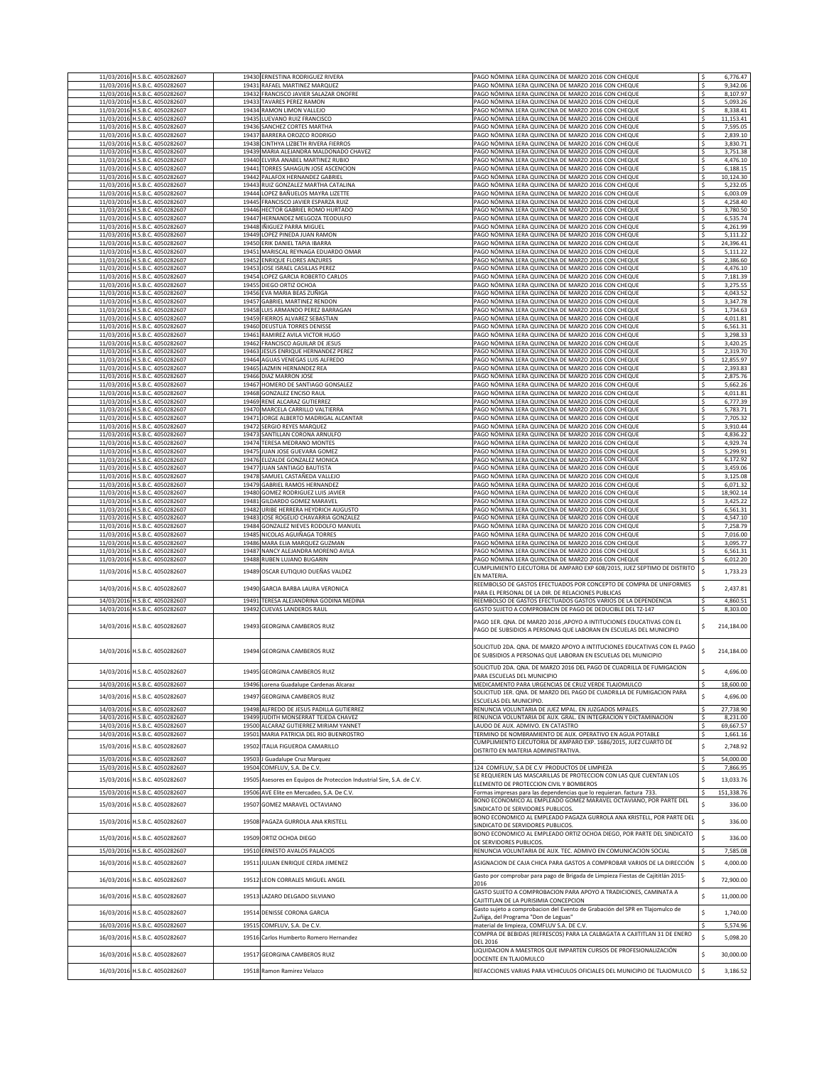| | | | | | |
|---|---|---|---|---|---|
| 11/03/2016 | H.S.B.C. 4050282607 | 19430 | ERNESTINA RODRIGUEZ RIVERA | PAGO NÓMINA 1ERA QUINCENA DE MARZO 2016 CON CHEQUE | $ 6,776.47 |
| 11/03/2016 | H.S.B.C. 4050282607 | 19431 | RAFAEL MARTINEZ MARQUEZ | PAGO NÓMINA 1ERA QUINCENA DE MARZO 2016 CON CHEQUE | $ 9,342.06 |
| 11/03/2016 | H.S.B.C. 4050282607 | 19432 | FRANCISCO JAVIER SALAZAR ONOFRE | PAGO NÓMINA 1ERA QUINCENA DE MARZO 2016 CON CHEQUE | $ 8,107.97 |
| 11/03/2016 | H.S.B.C. 4050282607 | 19433 | TAVARES PEREZ RAMON | PAGO NÓMINA 1ERA QUINCENA DE MARZO 2016 CON CHEQUE | $ 5,093.26 |
| 11/03/2016 | H.S.B.C. 4050282607 | 19434 | RAMON LIMON VALLEJO | PAGO NÓMINA 1ERA QUINCENA DE MARZO 2016 CON CHEQUE | $ 8,338.41 |
| 11/03/2016 | H.S.B.C. 4050282607 | 19435 | LUEVANO RUIZ FRANCISCO | PAGO NÓMINA 1ERA QUINCENA DE MARZO 2016 CON CHEQUE | $ 11,153.41 |
| 11/03/2016 | H.S.B.C. 4050282607 | 19436 | SANCHEZ CORTES MARTHA | PAGO NÓMINA 1ERA QUINCENA DE MARZO 2016 CON CHEQUE | $ 7,595.05 |
| 11/03/2016 | H.S.B.C. 4050282607 | 19437 | BARRERA OROZCO RODRIGO | PAGO NÓMINA 1ERA QUINCENA DE MARZO 2016 CON CHEQUE | $ 2,839.10 |
| 11/03/2016 | H.S.B.C. 4050282607 | 19438 | CINTHYA LIZBETH RIVERA FIERROS | PAGO NÓMINA 1ERA QUINCENA DE MARZO 2016 CON CHEQUE | $ 3,830.71 |
| 11/03/2016 | H.S.B.C. 4050282607 | 19439 | MARIA ALEJANDRA MALDONADO CHAVEZ | PAGO NÓMINA 1ERA QUINCENA DE MARZO 2016 CON CHEQUE | $ 3,751.38 |
| 11/03/2016 | H.S.B.C. 4050282607 | 19440 | ELVIRA ANABEL MARTINEZ RUBIO | PAGO NÓMINA 1ERA QUINCENA DE MARZO 2016 CON CHEQUE | $ 4,476.10 |
| 11/03/2016 | H.S.B.C. 4050282607 | 19441 | TORRES SAHAGUN JOSE ASCENCION | PAGO NÓMINA 1ERA QUINCENA DE MARZO 2016 CON CHEQUE | $ 6,188.15 |
| 11/03/2016 | H.S.B.C. 4050282607 | 19442 | PALAFOX HERNANDEZ GABRIEL | PAGO NÓMINA 1ERA QUINCENA DE MARZO 2016 CON CHEQUE | $ 10,124.30 |
| 11/03/2016 | H.S.B.C. 4050282607 | 19443 | RUIZ GONZALEZ MARTHA CATALINA | PAGO NÓMINA 1ERA QUINCENA DE MARZO 2016 CON CHEQUE | $ 5,232.05 |
| 11/03/2016 | H.S.B.C. 4050282607 | 19444 | LOPEZ BAÑUELOS MAYRA LIZETTE | PAGO NÓMINA 1ERA QUINCENA DE MARZO 2016 CON CHEQUE | $ 6,003.09 |
| 11/03/2016 | H.S.B.C. 4050282607 | 19445 | FRANCISCO JAVIER ESPARZA RUIZ | PAGO NÓMINA 1ERA QUINCENA DE MARZO 2016 CON CHEQUE | $ 4,258.40 |
| 11/03/2016 | H.S.B.C. 4050282607 | 19446 | HECTOR GABRIEL ROMO HURTADO | PAGO NÓMINA 1ERA QUINCENA DE MARZO 2016 CON CHEQUE | $ 3,780.50 |
| 11/03/2016 | H.S.B.C. 4050282607 | 19447 | HERNANDEZ MELGOZA TEODULFO | PAGO NÓMINA 1ERA QUINCENA DE MARZO 2016 CON CHEQUE | $ 6,535.74 |
| 11/03/2016 | H.S.B.C. 4050282607 | 19448 | IÑIGUEZ PARRA MIGUEL | PAGO NÓMINA 1ERA QUINCENA DE MARZO 2016 CON CHEQUE | $ 4,261.99 |
| 11/03/2016 | H.S.B.C. 4050282607 | 19449 | LOPEZ PINEDA JUAN RAMON | PAGO NÓMINA 1ERA QUINCENA DE MARZO 2016 CON CHEQUE | $ 5,111.22 |
| 11/03/2016 | H.S.B.C. 4050282607 | 19450 | ERIK DANIEL TAPIA IBARRA | PAGO NÓMINA 1ERA QUINCENA DE MARZO 2016 CON CHEQUE | $ 24,396.41 |
| 11/03/2016 | H.S.B.C. 4050282607 | 19451 | MARISCAL REYNAGA EDUARDO OMAR | PAGO NÓMINA 1ERA QUINCENA DE MARZO 2016 CON CHEQUE | $ 5,111.22 |
| 11/03/2016 | H.S.B.C. 4050282607 | 19452 | ENRIQUE FLORES ANZURES | PAGO NÓMINA 1ERA QUINCENA DE MARZO 2016 CON CHEQUE | $ 2,386.60 |
| 11/03/2016 | H.S.B.C. 4050282607 | 19453 | JOSE ISRAEL CASILLAS PEREZ | PAGO NÓMINA 1ERA QUINCENA DE MARZO 2016 CON CHEQUE | $ 4,476.10 |
| 11/03/2016 | H.S.B.C. 4050282607 | 19454 | LOPEZ GARCIA ROBERTO CARLOS | PAGO NÓMINA 1ERA QUINCENA DE MARZO 2016 CON CHEQUE | $ 7,181.39 |
| 11/03/2016 | H.S.B.C. 4050282607 | 19455 | DIEGO ORTIZ OCHOA | PAGO NÓMINA 1ERA QUINCENA DE MARZO 2016 CON CHEQUE | $ 3,275.55 |
| 11/03/2016 | H.S.B.C. 4050282607 | 19456 | EVA MARIA BEAS ZUÑIGA | PAGO NÓMINA 1ERA QUINCENA DE MARZO 2016 CON CHEQUE | $ 4,043.52 |
| 11/03/2016 | H.S.B.C. 4050282607 | 19457 | GABRIEL MARTINEZ RENDON | PAGO NÓMINA 1ERA QUINCENA DE MARZO 2016 CON CHEQUE | $ 3,347.78 |
| 11/03/2016 | H.S.B.C. 4050282607 | 19458 | LUIS ARMANDO PEREZ BARRAGAN | PAGO NÓMINA 1ERA QUINCENA DE MARZO 2016 CON CHEQUE | $ 1,734.63 |
| 11/03/2016 | H.S.B.C. 4050282607 | 19459 | FIERROS ALVAREZ SEBASTIAN | PAGO NÓMINA 1ERA QUINCENA DE MARZO 2016 CON CHEQUE | $ 4,011.81 |
| 11/03/2016 | H.S.B.C. 4050282607 | 19460 | DEUSTUA TORRES DENISSE | PAGO NÓMINA 1ERA QUINCENA DE MARZO 2016 CON CHEQUE | $ 6,561.31 |
| 11/03/2016 | H.S.B.C. 4050282607 | 19461 | RAMIREZ AVILA VICTOR HUGO | PAGO NÓMINA 1ERA QUINCENA DE MARZO 2016 CON CHEQUE | $ 3,298.33 |
| 11/03/2016 | H.S.B.C. 4050282607 | 19462 | FRANCISCO AGUILAR DE JESUS | PAGO NÓMINA 1ERA QUINCENA DE MARZO 2016 CON CHEQUE | $ 3,420.25 |
| 11/03/2016 | H.S.B.C. 4050282607 | 19463 | JESUS ENRIQUE HERNANDEZ PEREZ | PAGO NÓMINA 1ERA QUINCENA DE MARZO 2016 CON CHEQUE | $ 2,319.70 |
| 11/03/2016 | H.S.B.C. 4050282607 | 19464 | AGUAS VENEGAS LUIS ALFREDO | PAGO NÓMINA 1ERA QUINCENA DE MARZO 2016 CON CHEQUE | $ 12,855.97 |
| 11/03/2016 | H.S.B.C. 4050282607 | 19465 | JAZMIN HERNANDEZ REA | PAGO NÓMINA 1ERA QUINCENA DE MARZO 2016 CON CHEQUE | $ 2,393.83 |
| 11/03/2016 | H.S.B.C. 4050282607 | 19466 | DIAZ MARRON JOSE | PAGO NÓMINA 1ERA QUINCENA DE MARZO 2016 CON CHEQUE | $ 2,875.76 |
| 11/03/2016 | H.S.B.C. 4050282607 | 19467 | HOMERO DE SANTIAGO GONSALEZ | PAGO NÓMINA 1ERA QUINCENA DE MARZO 2016 CON CHEQUE | $ 5,662.26 |
| 11/03/2016 | H.S.B.C. 4050282607 | 19468 | GONZALEZ ENCISO RAUL | PAGO NÓMINA 1ERA QUINCENA DE MARZO 2016 CON CHEQUE | $ 4,011.81 |
| 11/03/2016 | H.S.B.C. 4050282607 | 19469 | RENE ALCARAZ GUTIERREZ | PAGO NÓMINA 1ERA QUINCENA DE MARZO 2016 CON CHEQUE | $ 6,777.39 |
| 11/03/2016 | H.S.B.C. 4050282607 | 19470 | MARCELA CARRILLO VALTIERRA | PAGO NÓMINA 1ERA QUINCENA DE MARZO 2016 CON CHEQUE | $ 5,783.71 |
| 11/03/2016 | H.S.B.C. 4050282607 | 19471 | JORGE ALBERTO MADRIGAL ALCANTAR | PAGO NÓMINA 1ERA QUINCENA DE MARZO 2016 CON CHEQUE | $ 7,705.32 |
| 11/03/2016 | H.S.B.C. 4050282607 | 19472 | SERGIO REYES MARQUEZ | PAGO NÓMINA 1ERA QUINCENA DE MARZO 2016 CON CHEQUE | $ 3,910.44 |
| 11/03/2016 | H.S.B.C. 4050282607 | 19473 | SANTILLAN CORONA ARNULFO | PAGO NÓMINA 1ERA QUINCENA DE MARZO 2016 CON CHEQUE | $ 4,836.22 |
| 11/03/2016 | H.S.B.C. 4050282607 | 19474 | TERESA MEDRANO MONTES | PAGO NÓMINA 1ERA QUINCENA DE MARZO 2016 CON CHEQUE | $ 4,929.74 |
| 11/03/2016 | H.S.B.C. 4050282607 | 19475 | JUAN JOSE GUEVARA GOMEZ | PAGO NÓMINA 1ERA QUINCENA DE MARZO 2016 CON CHEQUE | $ 5,299.91 |
| 11/03/2016 | H.S.B.C. 4050282607 | 19476 | ELIZALDE GONZALEZ MONICA | PAGO NÓMINA 1ERA QUINCENA DE MARZO 2016 CON CHEQUE | $ 6,172.92 |
| 11/03/2016 | H.S.B.C. 4050282607 | 19477 | JUAN SANTIAGO BAUTISTA | PAGO NÓMINA 1ERA QUINCENA DE MARZO 2016 CON CHEQUE | $ 3,459.06 |
| 11/03/2016 | H.S.B.C. 4050282607 | 19478 | SAMUEL CASTAÑEDA VALLEJO | PAGO NÓMINA 1ERA QUINCENA DE MARZO 2016 CON CHEQUE | $ 3,125.08 |
| 11/03/2016 | H.S.B.C. 4050282607 | 19479 | GABRIEL RAMOS HERNANDEZ | PAGO NÓMINA 1ERA QUINCENA DE MARZO 2016 CON CHEQUE | $ 6,071.32 |
| 11/03/2016 | H.S.B.C. 4050282607 | 19480 | GOMEZ RODRIGUEZ LUIS JAVIER | PAGO NÓMINA 1ERA QUINCENA DE MARZO 2016 CON CHEQUE | $ 18,902.14 |
| 11/03/2016 | H.S.B.C. 4050282607 | 19481 | GILDARDO GOMEZ MARAVEL | PAGO NÓMINA 1ERA QUINCENA DE MARZO 2016 CON CHEQUE | $ 3,425.22 |
| 11/03/2016 | H.S.B.C. 4050282607 | 19482 | URIBE HERRERA HEYDRICH AUGUSTO | PAGO NÓMINA 1ERA QUINCENA DE MARZO 2016 CON CHEQUE | $ 6,561.31 |
| 11/03/2016 | H.S.B.C. 4050282607 | 19483 | JOSE ROGELIO CHAVARRIA GONZALEZ | PAGO NÓMINA 1ERA QUINCENA DE MARZO 2016 CON CHEQUE | $ 4,547.10 |
| 11/03/2016 | H.S.B.C. 4050282607 | 19484 | GONZALEZ NIEVES RODOLFO MANUEL | PAGO NÓMINA 1ERA QUINCENA DE MARZO 2016 CON CHEQUE | $ 7,258.79 |
| 11/03/2016 | H.S.B.C. 4050282607 | 19485 | NICOLAS AGUIÑAGA TORRES | PAGO NÓMINA 1ERA QUINCENA DE MARZO 2016 CON CHEQUE | $ 7,016.00 |
| 11/03/2016 | H.S.B.C. 4050282607 | 19486 | MARA ELIA MARQUEZ GUZMAN | PAGO NÓMINA 1ERA QUINCENA DE MARZO 2016 CON CHEQUE | $ 3,095.77 |
| 11/03/2016 | H.S.B.C. 4050282607 | 19487 | NANCY ALEJANDRA MORENO AVILA | PAGO NÓMINA 1ERA QUINCENA DE MARZO 2016 CON CHEQUE | $ 6,561.31 |
| 11/03/2016 | H.S.B.C. 4050282607 | 19488 | RUBEN LUJANO BUGARIN | PAGO NÓMINA 1ERA QUINCENA DE MARZO 2016 CON CHEQUE | $ 6,012.20 |
| 11/03/2016 | H.S.B.C. 4050282607 | 19489 | OSCAR EUTIQUIO DUEÑAS VALDEZ | CUMPLIMIENTO EJECUTORIA DE AMPARO EXP 608/2015, JUEZ SEPTIMO DE DISTRITO EN MATERIA. | $ 1,733.23 |
| 14/03/2016 | H.S.B.C. 4050282607 | 19490 | GARCIA BARBA LAURA VERONICA | REEMBOLSO DE GASTOS EFECTUADOS POR CONCEPTO DE COMPRA DE UNIFORMES PARA EL PERSONAL DE LA DIR. DE RELACIONES PUBLICAS | $ 2,437.81 |
| 14/03/2016 | H.S.B.C. 4050282607 | 19491 | TERESA ALEJANDRINA GODINA MEDINA | REEMBOLSO DE GASTOS EFECTUADOS GASTOS VARIOS DE LA DEPENDENCIA | $ 4,860.51 |
| 14/03/2016 | H.S.B.C. 4050282607 | 19492 | CUEVAS LANDEROS RAUL | GASTO SUJETO A COMPROBACIN DE PAGO DE DEDUCIBLE DEL TZ-147 | $ 8,303.00 |
| 14/03/2016 | H.S.B.C. 4050282607 | 19493 | GEORGINA CAMBEROS RUIZ | PAGO 1ER. QNA. DE MARZO 2016 ,APOYO A INTITUCIONES EDUCATIVAS CON EL PAGO DE SUBSIDIOS A PERSONAS QUE LABORAN EN ESCUELAS DEL MUNICIPIO | $ 214,184.00 |
| 14/03/2016 | H.S.B.C. 4050282607 | 19494 | GEORGINA CAMBEROS RUIZ | SOLICITUD 2DA. QNA. DE MARZO APOYO A INTITUCIONES EDUCATIVAS CON EL PAGO DE SUBSIDIOS A PERSONAS QUE LABORAN EN ESCUELAS DEL MUNICIPIO | $ 214,184.00 |
| 14/03/2016 | H.S.B.C. 4050282607 | 19495 | GEORGINA CAMBEROS RUIZ | SOLICITUD 2DA. QNA. DE MARZO 2016 DEL PAGO DE CUADRILLA DE FUMIGACION PARA ESCUELAS DEL MUNICIPIO | $ 4,696.00 |
| 14/03/2016 | H.S.B.C. 4050282607 | 19496 | Lorena Guadalupe Cardenas Alcaraz | MEDICAMENTO PARA URGENCIAS DE CRUZ VERDE TLAJOMULCO | $ 18,600.00 |
| 14/03/2016 | H.S.B.C. 4050282607 | 19497 | GEORGINA CAMBEROS RUIZ | SOLICITUD 1ER. QNA. DE MARZO DEL PAGO DE CUADRILLA DE FUMIGACION PARA ESCUELAS DEL MUNICIPIO. | $ 4,696.00 |
| 14/03/2016 | H.S.B.C. 4050282607 | 19498 | ALFREDO DE JESUS PADILLA GUTIERREZ | RENUNCIA VOLUNTARIA DE JUEZ MPAL. EN JUZGADOS MPALES. | $ 27,738.90 |
| 14/03/2016 | H.S.B.C. 4050282607 | 19499 | JUDITH MONSERRAT TEJEDA CHAVEZ | RENUNCIA VOLUNTARIA DE AUX. GRAL. EN INTEGRACION Y DICTAMINACION | $ 8,231.00 |
| 14/03/2016 | H.S.B.C. 4050282607 | 19500 | ALCARAZ GUTIERREZ MIRIAM YANNET | LAUDO DE AUX. ADMIVO. EN CATASTRO | $ 69,667.57 |
| 14/03/2016 | H.S.B.C. 4050282607 | 19501 | MARIA PATRICIA DEL RIO BUENROSTRO | TERMINO DE NOMBRAMIENTO DE AUX. OPERATIVO EN AGUA POTABLE | $ 1,661.16 |
| 15/03/2016 | H.S.B.C. 4050282607 | 19502 | ITALIA FIGUEROA CAMARILLO | CUMPLIMIENTO EJECUTORIA DE AMPARO EXP. 1686/2015, JUEZ CUARTO DE DISTRITO EN MATERIA ADMINISTRATIVA. | $ 2,748.92 |
| 15/03/2016 | H.S.B.C. 4050282607 | 19503 | J Guadalupe Cruz Marquez | . | $ 54,000.00 |
| 15/03/2016 | H.S.B.C. 4050282607 | 19504 | COMFLUV, S.A. De C.V. | 124 COMFLUV, S.A DE C.V PRODUCTOS DE LIMPIEZA | $ 7,866.95 |
| 15/03/2016 | H.S.B.C. 4050282607 | 19505 | Asesores en Equipos de Proteccion Industrial Sire, S.A. de C.V. | SE REQUIEREN LAS MASCARILLAS DE PROTECCION CON LAS QUE CUENTAN LOS ELEMENTO DE PROTECCION CIVIL Y BOMBEROS | $ 13,033.76 |
| 15/03/2016 | H.S.B.C. 4050282607 | 19506 | AVE Elite en Mercadeo, S.A. De C.V. | Formas impresas para las dependencias que lo requieran. factura 733. | $ 151,338.76 |
| 15/03/2016 | H.S.B.C. 4050282607 | 19507 | GOMEZ MARAVEL OCTAVIANO | BONO ECONOMICO AL EMPLEADO GOMEZ MARAVEL OCTAVIANO, POR PARTE DEL SINDICATO DE SERVIDORES PUBLICOS. | $ 336.00 |
| 15/03/2016 | H.S.B.C. 4050282607 | 19508 | PAGAZA GURROLA ANA KRISTELL | BONO ECONOMICO AL EMPLEADO PAGAZA GURROLA ANA KRISTELL, POR PARTE DEL SINDICATO DE SERVIDORES PUBLICOS. | $ 336.00 |
| 15/03/2016 | H.S.B.C. 4050282607 | 19509 | ORTIZ OCHOA DIEGO | BONO ECONOMICO AL EMPLEADO ORTIZ OCHOA DIEGO, POR PARTE DEL SINDICATO DE SERVIDORES PUBLICOS. | $ 336.00 |
| 15/03/2016 | H.S.B.C. 4050282607 | 19510 | ERNESTO AVALOS PALACIOS | RENUNCIA VOLUNTARIA DE AUX. TEC. ADMIVO EN COMUNICACION SOCIAL | $ 7,585.08 |
| 16/03/2016 | H.S.B.C. 4050282607 | 19511 | JULIAN ENRIQUE CERDA JIMENEZ | ASIGNACION DE CAJA CHICA PARA GASTOS A COMPROBAR VARIOS DE LA DIRECCIÓN | $ 4,000.00 |
| 16/03/2016 | H.S.B.C. 4050282607 | 19512 | LEON CORRALES MIGUEL ANGEL | Gasto por comprobar para pago de Brigada de Limpieza Fiestas de Cajititlán 2015-2016 | $ 72,900.00 |
| 16/03/2016 | H.S.B.C. 4050282607 | 19513 | LAZARO DELGADO SILVIANO | GASTO SUJETO A COMPROBACION PARA APOYO A TRADICIONES, CAMINATA A CAJITITLAN DE LA PURISIMA CONCEPCION | $ 11,000.00 |
| 16/03/2016 | H.S.B.C. 4050282607 | 19514 | DENISSE CORONA GARCIA | Gasto sujeto a comprobacion del Evento de Grabación del SPR en Tlajomulco de Zuñiga, del Programa "Don de Leguas" | $ 1,740.00 |
| 16/03/2016 | H.S.B.C. 4050282607 | 19515 | COMFLUV, S.A. De C.V. | material de limpieza, COMFLUV S.A. DE C.V. | $ 5,574.96 |
| 16/03/2016 | H.S.B.C. 4050282607 | 19516 | Carlos Humberto Romero Hernandez | COMPRA DE BEBIDAS (REFRESCOS) PARA LA CALBAGATA A CAJITITLAN 31 DE ENERO DEL 2016 | $ 5,098.20 |
| 16/03/2016 | H.S.B.C. 4050282607 | 19517 | GEORGINA CAMBEROS RUIZ | LIQUIDACION A MAESTROS QUE IMPARTEN CURSOS DE PROFESIONALIZACIÓN DOCENTE EN TLAJOMULCO | $ 30,000.00 |
| 16/03/2016 | H.S.B.C. 4050282607 | 19518 | Ramon Ramirez Velazco | REFACCIONES VARIAS PARA VEHICULOS OFICIALES DEL MUNICIPIO DE TLAJOMULCO | $ 3,186.52 |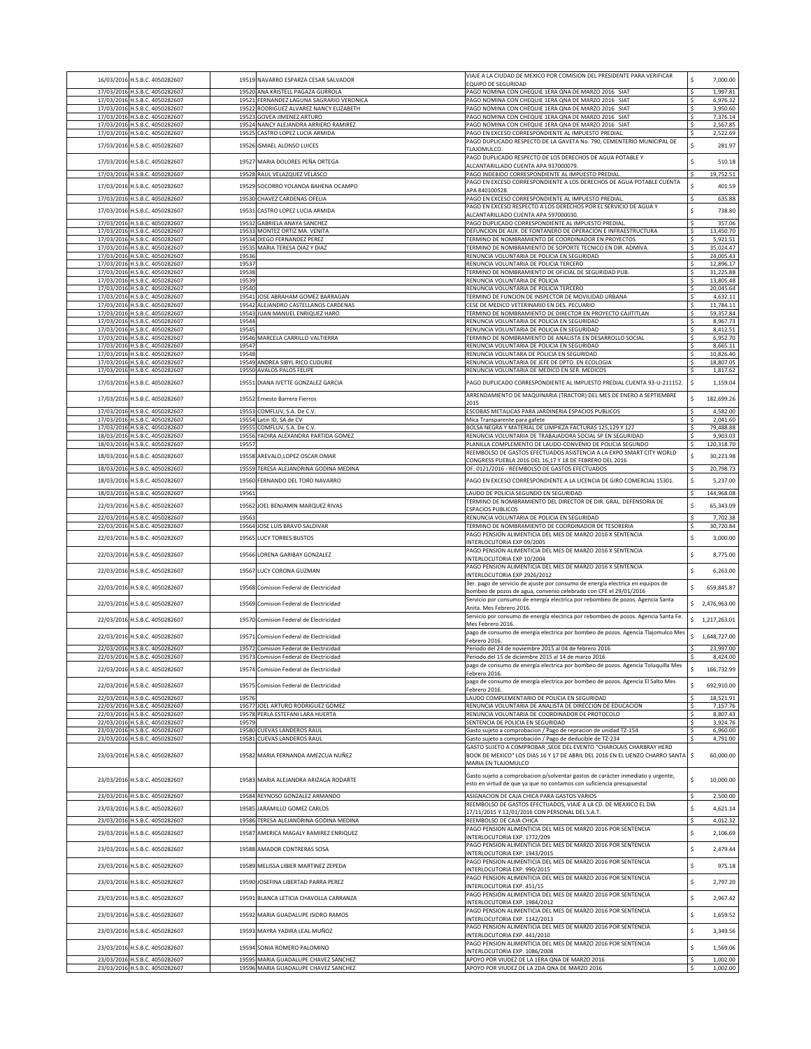| | | | | | |
|---|---|---|---|---|---|
| 16/03/2016 | H.S.B.C. 4050282607 | 19519 | NAVARRO ESPARZA CESAR SALVADOR | VIAJE A LA CIUDAD DE MEXICO POR COMISION DEL PRESIDENTE PARA VERIFICAR EQUIPO DE SEGURIDAD | $ 7,000.00 |
| 17/03/2016 | H.S.B.C. 4050282607 | 19520 | ANA KRISTELL PAGAZA GURROLA | PAGO NOMINA CON CHEQUE 1ERA QNA DE MARZO 2016 SIAT | $ 1,997.81 |
| 17/03/2016 | H.S.B.C. 4050282607 | 19521 | FERNANDEZ LAGUNA SAGRARIO VERONICA | PAGO NOMINA CON CHEQUE 1ERA QNA DE MARZO 2016 SIAT | $ 6,976.32 |
| 17/03/2016 | H.S.B.C. 4050282607 | 19522 | RODRIGUEZ ALVAREZ NANCY ELIZABETH | PAGO NOMINA CON CHEQUE 1ERA QNA DE MARZO 2016 SIAT | $ 3,950.60 |
| 17/03/2016 | H.S.B.C. 4050282607 | 19523 | GOVEA JIMENEZ ARTURO | PAGO NOMINA CON CHEQUE 1ERA QNA DE MARZO 2016 SIAT | $ 7,376.14 |
| 17/03/2016 | H.S.B.C. 4050282607 | 19524 | NANCY ALEJANDRA ARRIERO RAMIREZ | PAGO NOMINA CON CHEQUE 1ERA QNA DE MARZO 2016 SIAT | $ 2,567.85 |
| 17/03/2016 | H.S.B.C. 4050282607 | 19525 | CASTRO LOPEZ LUCIA ARMIDA | PAGO EN EXCESO CORRESPONDIENTE AL IMPUESTO PREDIAL. | $ 2,522.69 |
| 17/03/2016 | H.S.B.C. 4050282607 | 19526 | ISMAEL ALONSO LUICES | PAGO DUPLICADO RESPECTO DE LA GAVETA No. 790, CEMENTERIO MUNICIPAL DE TLAJOMULCO. | $ 281.97 |
| 17/03/2016 | H.S.B.C. 4050282607 | 19527 | MARIA DOLORES PEÑA ORTEGA | PAGO DUPLICADO RESPECTO DE LOS DERECHOS DE AGUA POTABLE Y ALCANTARILLADO CUENTA APA 937000079. | $ 510.18 |
| 17/03/2016 | H.S.B.C. 4050282607 | 19528 | RAUL VELAZQUEZ VELASCO | PAGO INDEBIDO CORRESPONDIENTE AL IMPUESTO PREDIAL. | $ 19,752.51 |
| 17/03/2016 | H.S.B.C. 4050282607 | 19529 | SOCORRO YOLANDA BAHENA OCAMPO | PAGO EN EXCESO CORRESPONDIENTE A LOS DERECHOS DE AGUA POTABLE CUENTA APA 840100528. | $ 401.59 |
| 17/03/2016 | H.S.B.C. 4050282607 | 19530 | CHAVEZ CARDENAS OFELIA | PAGO EN EXCESO CORRESPONDIENTE AL IMPUESTO PREDIAL. | $ 635.88 |
| 17/03/2016 | H.S.B.C. 4050282607 | 19531 | CASTRO LOPEZ LUCIA ARMIDA | PAGO EN EXCESO RESPECTO A LOS DERECHOS POR EL SERVICIO DE AGUA Y ALCANTARILLADO CUENTA APA 597000030. | $ 738.80 |
| 17/03/2016 | H.S.B.C. 4050282607 | 19532 | GABRIELA ANAYA SANCHEZ | PAGO DUPLICADO CORRESPONDIENTE AL IMPUESTO PREDIAL. | $ 357.06 |
| 17/03/2016 | H.S.B.C. 4050282607 | 19533 | MONTEZ ORTIZ MA. VENITA | DEFUNCION DE AUX. DE FONTANERO DE OPERACION E INFRAESTRUCTURA | $ 13,450.70 |
| 17/03/2016 | H.S.B.C. 4050282607 | 19534 | DIEGO FERNANDEZ PEREZ | TERMINO DE NOMBRAMIENTO DE COORDINADOR EN PROYECTOS | $ 5,921.51 |
| 17/03/2016 | H.S.B.C. 4050282607 | 19535 | MARIA TERESA DIAZ Y DIAZ | TERMINO DE NOMBRAMIENTO DE SOPORTE TECNICO EN DIR. ADMIVA. | $ 35,024.47 |
| 17/03/2016 | H.S.B.C. 4050282607 | 19536 | | RENUNCIA VOLUNTARIA DE POLICIA EN SEGURIDAD | $ 24,005.43 |
| 17/03/2016 | H.S.B.C. 4050282607 | 19537 | | RENUNCIA VOLUNTARIA DE POLICIA TERCERO | $ 12,896.17 |
| 17/03/2016 | H.S.B.C. 4050282607 | 19538 | | TERMINO DE NOMBRAMIENTO DE OFICIAL DE SEGURIDAD PUB. | $ 31,225.88 |
| 17/03/2016 | H.S.B.C. 4050282607 | 19539 | | RENUNCIA VOLUNTARIA DE POLICIA | $ 13,805.48 |
| 17/03/2016 | H.S.B.C. 4050282607 | 19540 | | RENUNCIA VOLUNTARIA DE POLICIA TERCERO | $ 20,045.64 |
| 17/03/2016 | H.S.B.C. 4050282607 | 19541 | JOSE ABRAHAM GOMEZ BARRAGAN | TERMINO DE FUNCION DE INSPECTOR DE MOVILIDAD URBANA | $ 4,632.11 |
| 17/03/2016 | H.S.B.C. 4050282607 | 19542 | ALEJANDRO CASTELLANOS CARDENAS | CESE DE MEDICO VETERINARIO EN DES. PECUARIO | $ 11,784.11 |
| 17/03/2016 | H.S.B.C. 4050282607 | 19543 | JUAN MANUEL ENRIQUEZ HARO | TERMINO DE NOMBRAMIENTO DE DIRECTOR EN PROYECTO CAJITITLAN | $ 59,357.84 |
| 17/03/2016 | H.S.B.C. 4050282607 | 19544 | | RENUNCIA VOLUNTARIA DE POLICIA EN SEGURIDAD | $ 8,967.73 |
| 17/03/2016 | H.S.B.C. 4050282607 | 19545 | | RENUNCIA VOLUNTARIA DE POLICIA EN SEGURIDAD | $ 8,412.51 |
| 17/03/2016 | H.S.B.C. 4050282607 | 19546 | MARCELA CARRILLO VALTIERRA | TERMINO DE NOMBRAMIENTO DE ANALISTA EN DESARROLLO SOCIAL | $ 6,952.70 |
| 17/03/2016 | H.S.B.C. 4050282607 | 19547 | | RENUNCIA VOLUNTARIA DE POLICIA EN SEGURIDAD | $ 8,665.11 |
| 17/03/2016 | H.S.B.C. 4050282607 | 19548 | | RENUNCIA VOLUNTARA DE POLICIA EN SEGURIDAD | $ 10,826.40 |
| 17/03/2016 | H.S.B.C. 4050282607 | 19549 | ANDREA SIBYL RICO CUDURIE | RENUNCIA VOLUNTARIA DE JEFE DE DPTO. EN ECOLOGIA | $ 18,807.05 |
| 17/03/2016 | H.S.B.C. 4050282607 | 19550 | AVALOS PALOS FELIPE | RENUNCIA VOLUNTARIA DE MEDICO EN SER. MEDICOS | $ 1,817.62 |
| 17/03/2016 | H.S.B.C. 4050282607 | 19551 | DIANA IVETTE GONZALEZ GARCIA | PAGO DUPLICADO CORRESPONDIENTE AL IMPUESTO PREDIAL CUENTA 93-U-211152. | $ 1,159.04 |
| 17/03/2016 | H.S.B.C. 4050282607 | 19552 | Ernesto Barrera Fierros | ARRENDAMIENTO DE MAQUINARIA (TRACTOR) DEL MES DE ENERO A SEPTIEMBRE 2015 | $ 182,699.26 |
| 17/03/2016 | H.S.B.C. 4050282607 | 19553 | COMFLUV, S.A. De C.V. | ESCOBAS METALICAS PARA JARDINERIA ESPACIOS PUBLICOS | $ 4,582.00 |
| 17/03/2016 | H.S.B.C. 4050282607 | 19554 | Latin ID, SA de CV | Mica Transparente para gafete | $ 2,041.60 |
| 17/03/2016 | H.S.B.C. 4050282607 | 19555 | COMFLUV, S.A. De C.V. | BOLSA NEGRA Y MATERIAL DE LIMPIEZA FACTURAS 125,129 Y 127 | $ 79,488.88 |
| 18/03/2016 | H.S.B.C. 4050282607 | 19556 | YADIRA ALEXANDRA PARTIDA GOMEZ | RENUNCIA VOLUNTARIA DE TRABAJADORA SOCIAL SP EN SEGURIDAD | $ 9,903.03 |
| 18/03/2016 | H.S.B.C. 4050282607 | 19557 | | PLANILLA COMPLEMENTO DE LAUDO-CONVENIO DE POLICIA SEGUNDO | $ 120,318.70 |
| 18/03/2016 | H.S.B.C. 4050282607 | 19558 | AREVALO,LOPEZ OSCAR OMAR | REEMBOLSO DE GASTOS EFECTUADOS ASISTENCIA A LA EXPO SMART CITY WORLD CONGRESS PUEBLA 2016 DEL 16,17 Y 18 DE FEBRERO DEL 2016 | $ 30,223.98 |
| 18/03/2016 | H.S.B.C. 4050282607 | 19559 | TERESA ALEJANDRINA GODINA MEDINA | OF. 0121/2016 - REEMBOLSO DE GASTOS EFECTUADOS | $ 20,798.73 |
| 18/03/2016 | H.S.B.C. 4050282607 | 19560 | FERNANDO DEL TORO NAVARRO | PAGO EN EXCESO CORRESPONDIENTE A LA LICENCIA DE GIRO COMERCIAL 15301. | $ 5,237.00 |
| 18/03/2016 | H.S.B.C. 4050282607 | 19561 | | LAUDO DE POLICIA SEGUNDO EN SEGURIDAD | $ 144,968.08 |
| 22/03/2016 | H.S.B.C. 4050282607 | 19562 | JOEL BENJAMIN MARQUEZ RIVAS | TERMINO DE NOMBRAMIENTO DEL DIRECTOR DE DIR. GRAL. DEFENSORIA DE ESPACIOS PUBLICOS | $ 65,343.09 |
| 22/03/2016 | H.S.B.C. 4050282607 | 19563 | | RENUNCIA VOLUNTARIA DE POLICIA EN SEGURIDAD | $ 7,702.38 |
| 22/03/2016 | H.S.B.C. 4050282607 | 19564 | JOSE LUIS BRAVO SALDIVAR | TERMINO DE NOMBRAMIENTO DE COORDINADOR DE TESORERIA | $ 30,720.84 |
| 22/03/2016 | H.S.B.C. 4050282607 | 19565 | LUCY TORRES BUSTOS | PAGO PENSION ALIMENTICIA DEL MES DE MARZO 2016 X SENTENCIA INTERLOCUTORIA EXP 09/2005 | $ 3,000.00 |
| 22/03/2016 | H.S.B.C. 4050282607 | 19566 | LORENA GARIBAY GONZALEZ | PAGO PENSION ALIMENTICIA DEL MES DE MARZO 2016 X SENTENCIA INTERLOCUTORIA EXP 10/2004 | $ 8,775.00 |
| 22/03/2016 | H.S.B.C. 4050282607 | 19567 | LUCY CORONA GUZMAN | PAGO PENSION ALIMENTICIA DEL MES DE MARZO 2016 X SENTENCIA INTERLOCUTORIA EXP 2926/2012 | $ 6,263.00 |
| 22/03/2016 | H.S.B.C. 4050282607 | 19568 | Comision Federal de Electricidad | 3er. pago de servicio de ajuste por consumo de energía electrica en equipos de bombeo de pozos de agua, convenio celebrado con CFE el 29/01/2016 | $ 659,845.87 |
| 22/03/2016 | H.S.B.C. 4050282607 | 19569 | Comision Federal de Electricidad | Servicio por consumo de energía electrica por rebombeo de pozos. Agencia Santa Anita. Mes Febrero 2016. | $ 2,476,963.00 |
| 22/03/2016 | H.S.B.C. 4050282607 | 19570 | Comision Federal de Electricidad | Servicio por consumo de energía electrica por rebombeo de pozos. Agencia Santa Fe. Mes Febrero 2016. | $ 1,217,263.01 |
| 22/03/2016 | H.S.B.C. 4050282607 | 19571 | Comision Federal de Electricidad | pago de consumo de energía electrica por bombeo de pozos. Agencia Tlajomulco Mes Febrero 2016. | $ 1,648,727.00 |
| 22/03/2016 | H.S.B.C. 4050282607 | 19572 | Comision Federal de Electricidad | Periodo del 24 de noviembre 2015 al 04 de febrero 2016 | $ 23,997.00 |
| 22/03/2016 | H.S.B.C. 4050282607 | 19573 | Comision Federal de Electricidad | Periodo del 15 de diciembre 2015 al 14 de marzo 2016 | $ 8,424.00 |
| 22/03/2016 | H.S.B.C. 4050282607 | 19574 | Comision Federal de Electricidad | pago de consumo de energía electrica por bombeo de pozos. Agencia Toluquilla Mes Febrero 2016. | $ 166,732.99 |
| 22/03/2016 | H.S.B.C. 4050282607 | 19575 | Comision Federal de Electricidad | pago de consumo de energía electrica por bombeo de pozos. Agencia El Salto Mes Febrero 2016. | $ 692,910.00 |
| 22/03/2016 | H.S.B.C. 4050282607 | 19576 | | LAUDO COMPLEMENTARIO DE POLICIA EN SEGURIDAD | $ 18,521.91 |
| 22/03/2016 | H.S.B.C. 4050282607 | 19577 | JOEL ARTURO RODRIGUEZ GOMEZ | RENUNCIA VOLUNTARIA DE ANALISTA DE DIRECCION DE EDUCACION | $ 7,157.76 |
| 22/03/2016 | H.S.B.C. 4050282607 | 19578 | PERLA ESTEFANI LARA HUERTA | RENUNCIA VOLUNTARIA DE COORDINADOR DE PROTOCOLO | $ 8,807.43 |
| 22/03/2016 | H.S.B.C. 4050282607 | 19579 | | SENTENCIA DE POLICIA EN SEGURIDAD | $ 3,924.76 |
| 23/03/2016 | H.S.B.C. 4050282607 | 19580 | CUEVAS LANDEROS RAUL | Gasto sujeto a comprobacion / Pago de repracion de unidad TZ-154 | $ 6,960.00 |
| 23/03/2016 | H.S.B.C. 4050282607 | 19581 | CUEVAS LANDEROS RAUL | Gasto sujeto a comprobación / Pago de deducible de TZ-234 | $ 4,791.00 |
| 23/03/2016 | H.S.B.C. 4050282607 | 19582 | MARIA FERNANDA AMEZCUA NUÑEZ | GASTO SUJETO A COMPROBAR ,SEDE DEL EVENTO "CHAROLAIS CHARBRAY HERD BOOK DE MEXICO" LOS DIAS 16 Y 17 DE ABRIL DEL 2016 EN EL LIENZO CHARRO SANTA MARIA EN TLAJOMULCO | $ 60,000.00 |
| 23/03/2016 | H.S.B.C. 4050282607 | 19583 | MARIA ALEJANDRA ARIZAGA RODARTE | Gasto sujeto a comprobacion p/solventar gastos de carácter inmediato y urgente, esto en virtud de que ya que no contamos con suficiencia presupuestal | $ 10,000.00 |
| 23/03/2016 | H.S.B.C. 4050282607 | 19584 | REYNOSO GONZALEZ ARMANDO | ASIGNACION DE CAJA CHICA PARA GASTOS VARIOS | $ 2,500.00 |
| 23/03/2016 | H.S.B.C. 4050282607 | 19585 | JARAMILLO GOMEZ CARLOS | REEMBOLSO DE GASTOS EFECTUADOS, VIAJE A LA CD. DE MEAXICO EL DIA 17/11/2015 Y 12/01/2016 CON PERSONAL DEL S.A.T. | $ 4,621.14 |
| 23/03/2016 | H.S.B.C. 4050282607 | 19586 | TERESA ALEJANDRINA GODINA MEDINA | REEMBOLSO DE CAJA CHICA | $ 4,012.32 |
| 23/03/2016 | H.S.B.C. 4050282607 | 19587 | AMERICA MAGALY RAMIREZ ENRIQUEZ | PAGO PENSION ALIMENTICIA DEL MES DE MARZO 2016 POR SENTENCIA INTERLOCUTORIA EXP. 1772/209 | $ 2,106.69 |
| 23/03/2016 | H.S.B.C. 4050282607 | 19588 | AMADOR CONTRERAS SOSA | PAGO PENSION ALIMENTICIA DEL MES DE MARZO 2016 POR SENTENCIA INTERLOCUTORIA EXP. 1943/2015 | $ 2,479.44 |
| 23/03/2016 | H.S.B.C. 4050282607 | 19589 | MELISSA LIBIER MARTINEZ ZEPEDA | PAGO PENSION ALIMENTICIA DEL MES DE MARZO 2016 POR SENTENCIA INTERLOCUTORIA EXP. 990/2015 | $ 975.18 |
| 23/03/2016 | H.S.B.C. 4050282607 | 19590 | JOSEFINA LIBERTAD PARRA PEREZ | PAGO PENSION ALIMENTICIA DEL MES DE MARZO 2016 POR SENTENCIA INTERLOCUTORIA EXP. 451/15 | $ 2,797.20 |
| 23/03/2016 | H.S.B.C. 4050282607 | 19591 | BLANCA LETICIA CHAVOLLA CARRANZA | PAGO PENSION ALIMENTICIA DEL MES DE MARZO 2016 POR SENTENCIA INTERLOCUTORIA EXP. 1984/2012 | $ 2,967.42 |
| 23/03/2016 | H.S.B.C. 4050282607 | 19592 | MARIA GUADALUPE ISIDRO RAMOS | PAGO PENSION ALIMENTICIA DEL MES DE MARZO 2016 POR SENTENCIA INTERLOCUTORIA EXP. 1142/2013 | $ 1,659.52 |
| 23/03/2016 | H.S.B.C. 4050282607 | 19593 | MAYRA YADIRA LEAL MUÑOZ | PAGO PENSION ALIMENTICIA DEL MES DE MARZO 2016 POR SENTENCIA INTERLOCUTORIA EXP. 441/2010 | $ 3,349.56 |
| 23/03/2016 | H.S.B.C. 4050282607 | 19594 | SONIA ROMERO PALOMINO | PAGO PENSION ALIMENTICIA DEL MES DE MARZO 2016 POR SENTENCIA INTERLOCUTORIA EXP. 1086/2008 | $ 1,569.06 |
| 23/03/2016 | H.S.B.C. 4050282607 | 19595 | MARIA GUADALUPE CHAVEZ SANCHEZ | APOYO POR VIUDEZ DE LA 1ERA QNA DE MARZO 2016 | $ 1,002.00 |
| 23/03/2016 | H.S.B.C. 4050282607 | 19596 | MARIA GUADALUPE CHAVEZ SANCHEZ | APOYO POR VIUDEZ DE LA 2DA QNA DE MARZO 2016 | $ 1,002.00 |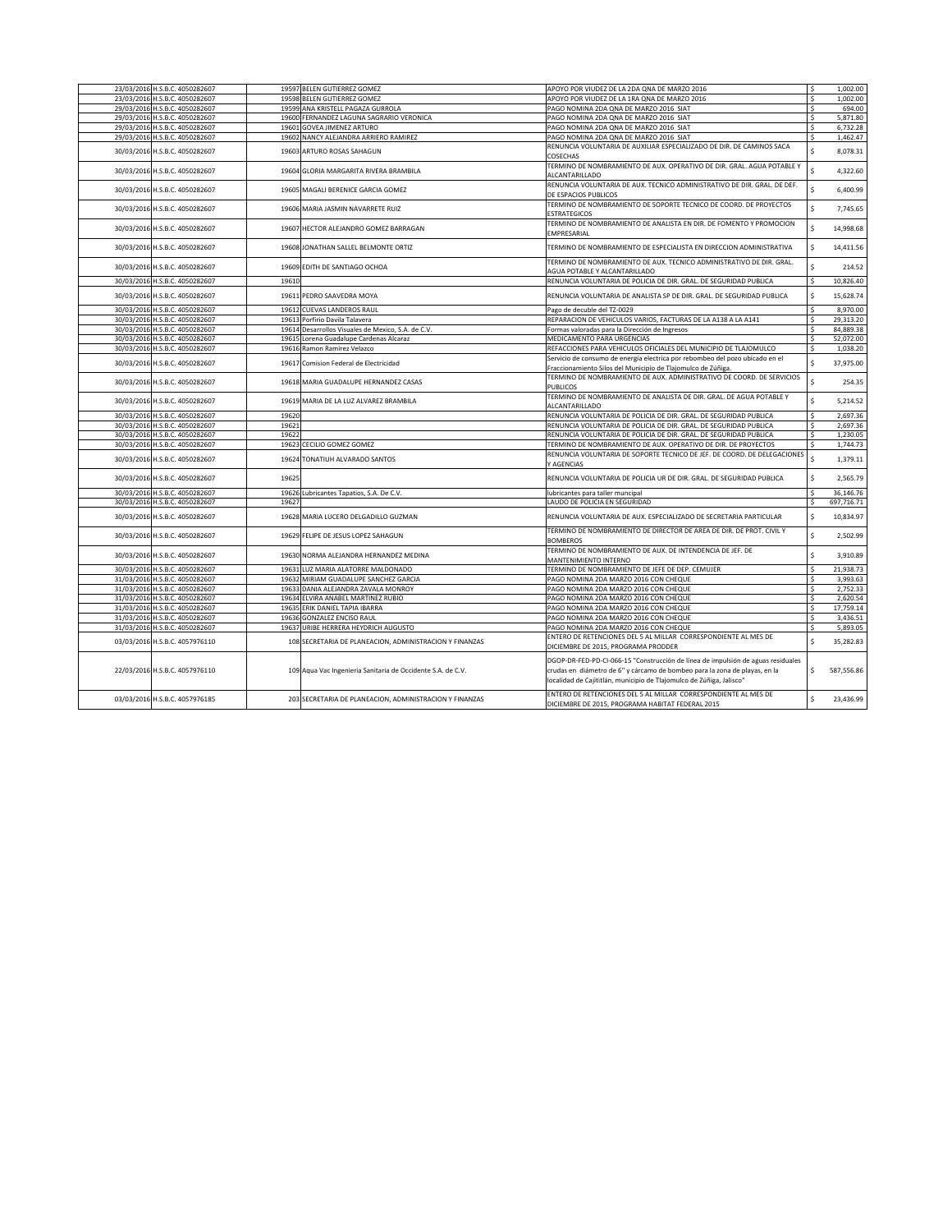| | | | | | |
|---|---|---|---|---|---|
| 23/03/2016 | H.S.B.C. 4050282607 | 19597 | BELEN GUTIERREZ GOMEZ | APOYO POR VIUDEZ DE LA 2DA QNA DE MARZO 2016 | $ 1,002.00 |
| 23/03/2016 | H.S.B.C. 4050282607 | 19598 | BELEN GUTIERREZ GOMEZ | APOYO POR VIUDEZ DE LA 1RA QNA DE MARZO 2016 | $ 1,002.00 |
| 29/03/2016 | H.S.B.C. 4050282607 | 19599 | ANA KRISTELL PAGAZA GURROLA | PAGO NOMINA 2DA QNA DE MARZO 2016 SIAT | $ 694.00 |
| 29/03/2016 | H.S.B.C. 4050282607 | 19600 | FERNANDEZ LAGUNA SAGRARIO VERONICA | PAGO NOMINA 2DA QNA DE MARZO 2016 SIAT | $ 5,871.80 |
| 29/03/2016 | H.S.B.C. 4050282607 | 19601 | GOVEA JIMENEZ ARTURO | PAGO NOMINA 2DA QNA DE MARZO 2016 SIAT | $ 6,732.28 |
| 29/03/2016 | H.S.B.C. 4050282607 | 19602 | NANCY ALEJANDRA ARRIERO RAMIREZ | PAGO NOMINA 2DA QNA DE MARZO 2016 SIAT | $ 1,462.47 |
| 30/03/2016 | H.S.B.C. 4050282607 | 19603 | ARTURO ROSAS SAHAGUN | RENUNCIA VOLUNTARIA DE AUXILIAR ESPECIALIZADO DE DIR. DE CAMINOS SACA COSECHAS | $ 8,078.31 |
| 30/03/2016 | H.S.B.C. 4050282607 | 19604 | GLORIA MARGARITA RIVERA BRAMBILA | TERMINO DE NOMBRAMIENTO DE AUX. OPERATIVO DE DIR. GRAL. AGUA POTABLE Y ALCANTARILLADO | $ 4,322.60 |
| 30/03/2016 | H.S.B.C. 4050282607 | 19605 | MAGALI BERENICE GARCIA GOMEZ | RENUNCIA VOLUNTARIA DE AUX. TECNICO ADMINISTRATIVO DE DIR. GRAL. DE DEF. DE ESPACIOS PUBLICOS | $ 6,400.99 |
| 30/03/2016 | H.S.B.C. 4050282607 | 19606 | MARIA JASMIN NAVARRETE RUIZ | TERMINO DE NOMBRAMIENTO DE SOPORTE TECNICO DE COORD. DE PROYECTOS ESTRATEGICOS | $ 7,745.65 |
| 30/03/2016 | H.S.B.C. 4050282607 | 19607 | HECTOR ALEJANDRO GOMEZ BARRAGAN | TERMINO DE NOMBRAMIENTO DE ANALISTA EN DIR. DE FOMENTO Y PROMOCION EMPRESARIAL | $ 14,998.68 |
| 30/03/2016 | H.S.B.C. 4050282607 | 19608 | JONATHAN SALLEL BELMONTE ORTIZ | TERMINO DE NOMBRAMIENTO DE ESPECIALISTA EN DIRECCION ADMINISTRATIVA | $ 14,411.56 |
| 30/03/2016 | H.S.B.C. 4050282607 | 19609 | EDITH DE SANTIAGO OCHOA | TERMINO DE NOMBRAMIENTO DE AUX. TECNICO ADMINISTRATIVO DE DIR. GRAL. AGUA POTABLE Y ALCANTARILLADO | $ 214.52 |
| 30/03/2016 | H.S.B.C. 4050282607 | 19610 | | RENUNCIA VOLUNTARIA DE POLICIA DE DIR. GRAL. DE SEGURIDAD PUBLICA | $ 10,826.40 |
| 30/03/2016 | H.S.B.C. 4050282607 | 19611 | PEDRO SAAVEDRA MOYA | RENUNCIA VOLUNTARIA DE ANALISTA SP DE DIR. GRAL. DE SEGURIDAD PUBLICA | $ 15,628.74 |
| 30/03/2016 | H.S.B.C. 4050282607 | 19612 | CUEVAS LANDEROS RAUL | Pago de decuble del TZ-0029 | $ 8,970.00 |
| 30/03/2016 | H.S.B.C. 4050282607 | 19613 | Porfirio Davila Talavera | REPARACION DE VEHICULOS VARIOS, FACTURAS DE LA A138 A LA A141 | $ 29,313.20 |
| 30/03/2016 | H.S.B.C. 4050282607 | 19614 | Desarrollos Visuales de Mexico, S.A. de C.V. | Formas valoradas para la Dirección de Ingresos | $ 84,889.38 |
| 30/03/2016 | H.S.B.C. 4050282607 | 19615 | Lorena Guadalupe Cardenas Alcaraz | MEDICAMENTO PARA URGENCIAS | $ 52,072.00 |
| 30/03/2016 | H.S.B.C. 4050282607 | 19616 | Ramon Ramirez Velazco | REFACCIONES PARA VEHICULOS OFICIALES DEL MUNICIPIO DE TLAJOMULCO | $ 1,038.20 |
| 30/03/2016 | H.S.B.C. 4050282607 | 19617 | Comision Federal de Electricidad | Servicio de consumo de energía electrica por rebombeo del pozo ubicado en el Fraccionamiento Silos del Municipio de Tlajomulco de Zúñiga. | $ 37,975.00 |
| 30/03/2016 | H.S.B.C. 4050282607 | 19618 | MARIA GUADALUPE HERNANDEZ CASAS | TERMINO DE NOMBRAMIENTO DE AUX. ADMINISTRATIVO DE COORD. DE SERVICIOS PUBLICOS | $ 254.35 |
| 30/03/2016 | H.S.B.C. 4050282607 | 19619 | MARIA DE LA LUZ ALVAREZ BRAMBILA | TERMINO DE NOMBRAMIENTO DE ANALISTA DE DIR. GRAL. DE AGUA POTABLE Y ALCANTARILLADO | $ 5,214.52 |
| 30/03/2016 | H.S.B.C. 4050282607 | 19620 | | RENUNCIA VOLUNTARIA DE POLICIA DE DIR. GRAL. DE SEGURIDAD PUBLICA | $ 2,697.36 |
| 30/03/2016 | H.S.B.C. 4050282607 | 19621 | | RENUNCIA VOLUNTARIA DE POLICIA DE DIR. GRAL. DE SEGURIDAD PUBLICA | $ 2,697.36 |
| 30/03/2016 | H.S.B.C. 4050282607 | 19622 | | RENUNCIA VOLUNTARIA DE POLICIA DE DIR. GRAL. DE SEGURIDAD PUBLICA | $ 1,230.05 |
| 30/03/2016 | H.S.B.C. 4050282607 | 19623 | CECILIO GOMEZ GOMEZ | TERMINO DE NOMBRAMIENTO DE AUX. OPERATIVO DE DIR. DE PROYECTOS | $ 1,744.73 |
| 30/03/2016 | H.S.B.C. 4050282607 | 19624 | TONATIUH ALVARADO SANTOS | RENUNCIA VOLUNTARIA DE SOPORTE TECNICO DE JEF. DE COORD. DE DELEGACIONES Y AGENCIAS | $ 1,379.11 |
| 30/03/2016 | H.S.B.C. 4050282607 | 19625 | | RENUNCIA VOLUNTARIA DE POLICIA UR DE DIR. GRAL. DE SEGURIDAD PUBLICA | $ 2,565.79 |
| 30/03/2016 | H.S.B.C. 4050282607 | 19626 | Lubricantes Tapatios, S.A. De C.V. | lubricantes para taller muncipal | $ 36,146.76 |
| 30/03/2016 | H.S.B.C. 4050282607 | 19627 | | LAUDO DE POLICIA EN SEGURIDAD | $ 697,716.71 |
| 30/03/2016 | H.S.B.C. 4050282607 | 19628 | MARIA LUCERO DELGADILLO GUZMAN | RENUNCIA VOLUNTARIA DE AUX. ESPECIALIZADO DE SECRETARIA PARTICULAR | $ 10,834.97 |
| 30/03/2016 | H.S.B.C. 4050282607 | 19629 | FELIPE DE JESUS LOPEZ SAHAGUN | TERMINO DE NOMBRAMIENTO DE DIRECTOR DE AREA DE DIR. DE PROT. CIVIL Y BOMBEROS | $ 2,502.99 |
| 30/03/2016 | H.S.B.C. 4050282607 | 19630 | NORMA ALEJANDRA HERNANDEZ MEDINA | TERMINO DE NOMBRAMIENTO DE AUX. DE INTENDENCIA DE JEF. DE MANTENIMIENTO INTERNO | $ 3,910.89 |
| 30/03/2016 | H.S.B.C. 4050282607 | 19631 | LUZ MARIA ALATORRE MALDONADO | TERMINO DE NOMBRAMIENTO DE JEFE DE DEP. CEMUJER | $ 21,938.73 |
| 31/03/2016 | H.S.B.C. 4050282607 | 19632 | MIRIAM GUADALUPE SANCHEZ GARCIA | PAGO NOMINA 2DA MARZO 2016 CON CHEQUE | $ 3,993.63 |
| 31/03/2016 | H.S.B.C. 4050282607 | 19633 | DANIA ALEJANDRA ZAVALA MONROY | PAGO NOMINA 2DA MARZO 2016 CON CHEQUE | $ 2,752.33 |
| 31/03/2016 | H.S.B.C. 4050282607 | 19634 | ELVIRA ANABEL MARTINEZ RUBIO | PAGO NOMINA 2DA MARZO 2016 CON CHEQUE | $ 2,620.54 |
| 31/03/2016 | H.S.B.C. 4050282607 | 19635 | ERIK DANIEL TAPIA IBARRA | PAGO NOMINA 2DA MARZO 2016 CON CHEQUE | $ 17,759.14 |
| 31/03/2016 | H.S.B.C. 4050282607 | 19636 | GONZALEZ ENCISO RAUL | PAGO NOMINA 2DA MARZO 2016 CON CHEQUE | $ 3,436.51 |
| 31/03/2016 | H.S.B.C. 4050282607 | 19637 | URIBE HERRERA HEYDRICH AUGUSTO | PAGO NOMINA 2DA MARZO 2016 CON CHEQUE | $ 5,893.05 |
| 03/03/2016 | H.S.B.C. 4057976110 | 108 | SECRETARIA DE PLANEACION, ADMINISTRACION Y FINANZAS | ENTERO DE RETENCIONES DEL 5 AL MILLAR CORRESPONDIENTE AL MES DE DICIEMBRE DE 2015, PROGRAMA PRODDER | $ 35,282.83 |
| 22/03/2016 | H.S.B.C. 4057976110 | 109 | Aqua Vac Ingenieria Sanitaria de Occidente S.A. de C.V. | DGOP-DR-FED-PD-CI-066-15 "Construcción de línea de impulsión de aguas residuales crudas en diámetro de 6" y cárcamo de bombeo para la zona de playas, en la localidad de Cajititlán, municipio de Tlajomulco de Zúñiga, Jalisco" | $ 587,556.86 |
| 03/03/2016 | H.S.B.C. 4057976185 | 203 | SECRETARIA DE PLANEACION, ADMINISTRACION Y FINANZAS | ENTERO DE RETENCIONES DEL 5 AL MILLAR CORRESPONDIENTE AL MES DE DICIEMBRE DE 2015, PROGRAMA HABITAT FEDERAL 2015 | $ 23,436.99 |